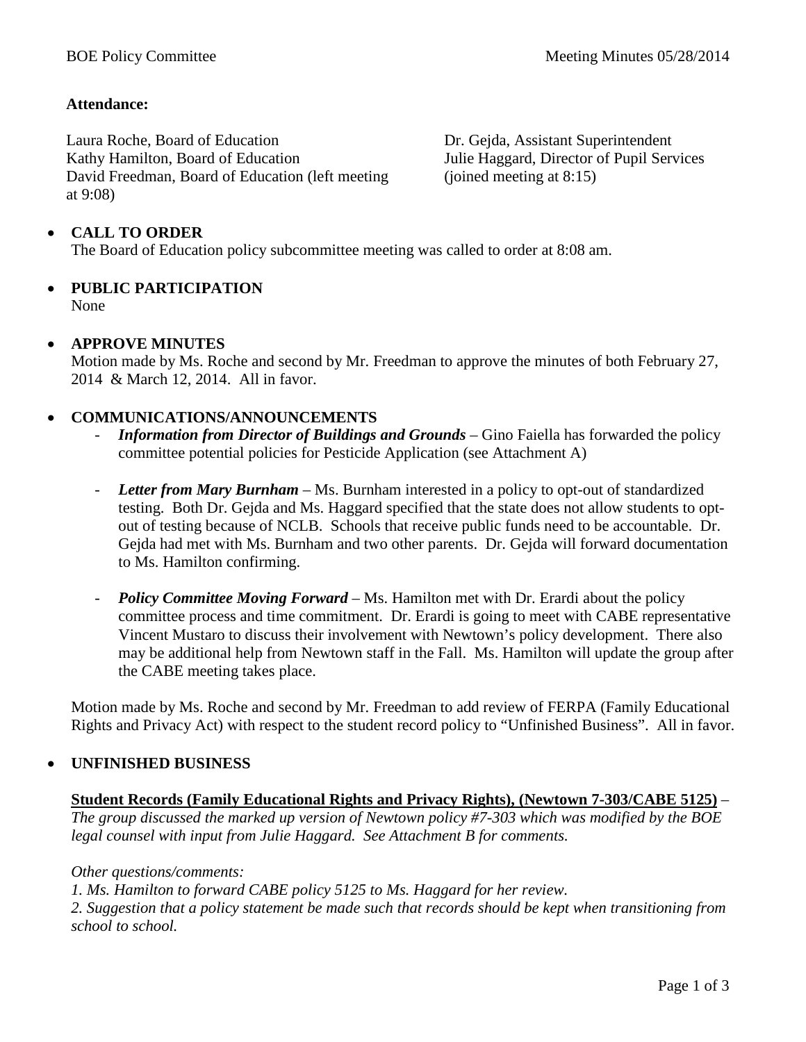**Attendance:**

Laura Roche, Board of Education
Kathy Hamilton, Board of Education
David Freedman, Board of Education (left meeting at 9:08)

Dr. Gejda, Assistant Superintendent
Julie Haggard, Director of Pupil Services (joined meeting at 8:15)

- **CALL TO ORDER**
  The Board of Education policy subcommittee meeting was called to order at 8:08 am.

- **PUBLIC PARTICIPATION**
  None

- **APPROVE MINUTES**
  Motion made by Ms. Roche and second by Mr. Freedman to approve the minutes of both February 27, 2014 & March 12, 2014. All in favor.

- **COMMUNICATIONS/ANNOUNCEMENTS**
  - ***Information from Director of Buildings and Grounds*** – Gino Faiella has forwarded the policy committee potential policies for Pesticide Application (see Attachment A)
  - ***Letter from Mary Burnham*** – Ms. Burnham interested in a policy to opt-out of standardized testing. Both Dr. Gejda and Ms. Haggard specified that the state does not allow students to opt-out of testing because of NCLB. Schools that receive public funds need to be accountable. Dr. Gejda had met with Ms. Burnham and two other parents. Dr. Gejda will forward documentation to Ms. Hamilton confirming.
  - ***Policy Committee Moving Forward*** – Ms. Hamilton met with Dr. Erardi about the policy committee process and time commitment. Dr. Erardi is going to meet with CABE representative Vincent Mustaro to discuss their involvement with Newtown's policy development. There also may be additional help from Newtown staff in the Fall. Ms. Hamilton will update the group after the CABE meeting takes place.

  Motion made by Ms. Roche and second by Mr. Freedman to add review of FERPA (Family Educational Rights and Privacy Act) with respect to the student record policy to "Unfinished Business". All in favor.

- **UNFINISHED BUSINESS**

  **Student Records (Family Educational Rights and Privacy Rights), (Newtown 7-303/CABE 5125)** – *The group discussed the marked up version of Newtown policy #7-303 which was modified by the BOE legal counsel with input from Julie Haggard. See Attachment B for comments.*

  *Other questions/comments:*
  *1. Ms. Hamilton to forward CABE policy 5125 to Ms. Haggard for her review.*
  *2. Suggestion that a policy statement be made such that records should be kept when transitioning from school to school.*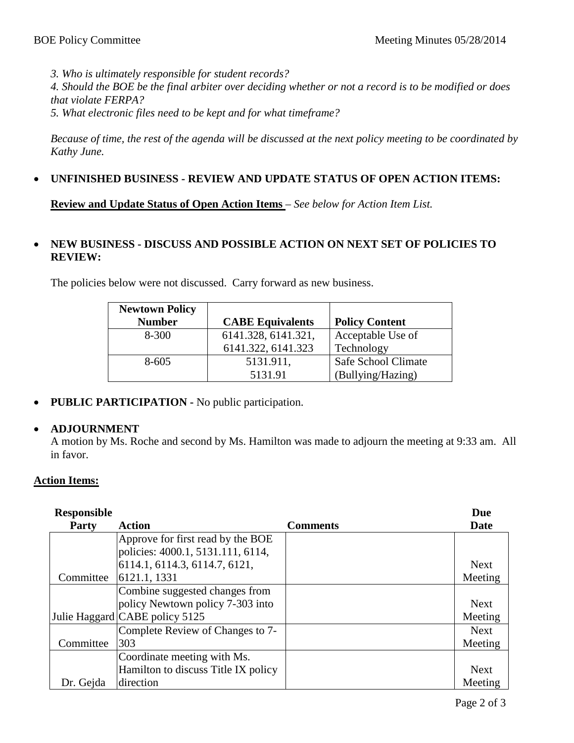*3. Who is ultimately responsible for student records?*
*4. Should the BOE be the final arbiter over deciding whether or not a record is to be modified or does that violate FERPA?*
*5. What electronic files need to be kept and for what timeframe?*

*Because of time, the rest of the agenda will be discussed at the next policy meeting to be coordinated by Kathy June.*

- **UNFINISHED BUSINESS - REVIEW AND UPDATE STATUS OF OPEN ACTION ITEMS:**

  **Review and Update Status of Open Action Items** – *See below for Action Item List.*

- **NEW BUSINESS - DISCUSS AND POSSIBLE ACTION ON NEXT SET OF POLICIES TO REVIEW:**

  The policies below were not discussed. Carry forward as new business.

| Newtown Policy Number | CABE Equivalents | Policy Content |
|---|---|---|
| 8-300 | 6141.328, 6141.321, 6141.322, 6141.323 | Acceptable Use of Technology |
| 8-605 | 5131.911, 5131.91 | Safe School Climate (Bullying/Hazing) |

- **PUBLIC PARTICIPATION -** No public participation.

- **ADJOURNMENT**
  A motion by Ms. Roche and second by Ms. Hamilton was made to adjourn the meeting at 9:33 am. All in favor.

**Action Items:**

| Responsible Party | Action | Comments | Due Date |
|---|---|---|---|
| Committee | Approve for first read by the BOE policies: 4000.1, 5131.111, 6114, 6114.1, 6114.3, 6114.7, 6121, 6121.1, 1331 | | Next Meeting |
| Julie Haggard | Combine suggested changes from policy Newtown policy 7-303 into CABE policy 5125 | | Next Meeting |
| Committee | Complete Review of Changes to 7-303 | | Next Meeting |
| Dr. Gejda | Coordinate meeting with Ms. Hamilton to discuss Title IX policy direction | | Next Meeting |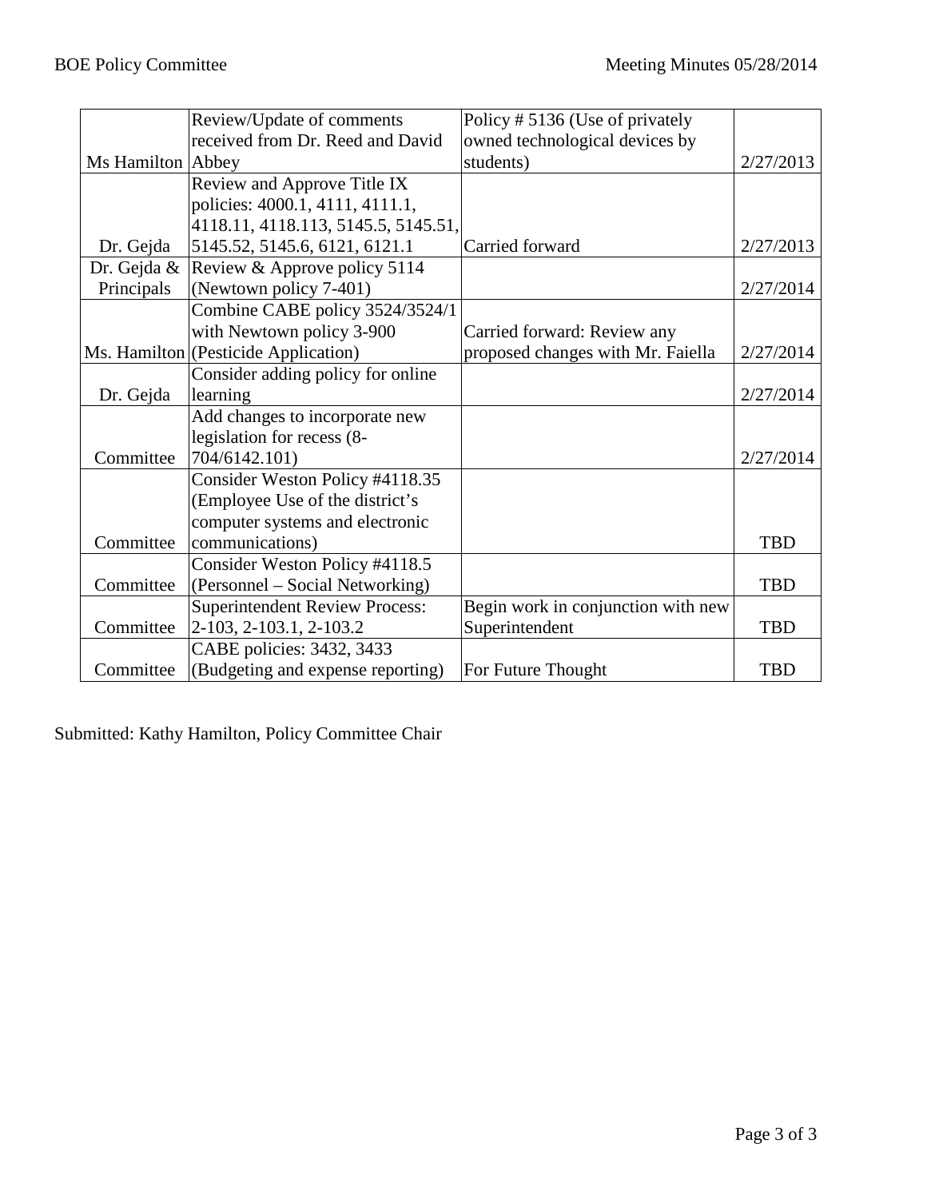| | | | |
|---|---|---|---|
| Ms Hamilton | Review/Update of comments received from Dr. Reed and David Abbey | Policy # 5136 (Use of privately owned technological devices by students) | 2/27/2013 |
| Dr. Gejda | Review and Approve Title IX policies: 4000.1, 4111, 4111.1, 4118.11, 4118.113, 5145.5, 5145.51, 5145.52, 5145.6, 6121, 6121.1 | Carried forward | 2/27/2013 |
| Dr. Gejda & Principals | Review & Approve policy 5114 (Newtown policy 7-401) | | 2/27/2014 |
| Ms. Hamilton | Combine CABE policy 3524/3524/1 with Newtown policy 3-900 (Pesticide Application) | Carried forward: Review any proposed changes with Mr. Faiella | 2/27/2014 |
| Dr. Gejda | Consider adding policy for online learning | | 2/27/2014 |
| Committee | Add changes to incorporate new legislation for recess (8-704/6142.101) | | 2/27/2014 |
| Committee | Consider Weston Policy #4118.35 (Employee Use of the district's computer systems and electronic communications) | | TBD |
| Committee | Consider Weston Policy #4118.5 (Personnel – Social Networking) | | TBD |
| Committee | Superintendent Review Process: 2-103, 2-103.1, 2-103.2 | Begin work in conjunction with new Superintendent | TBD |
| Committee | CABE policies: 3432, 3433 (Budgeting and expense reporting) | For Future Thought | TBD |

Submitted: Kathy Hamilton, Policy Committee Chair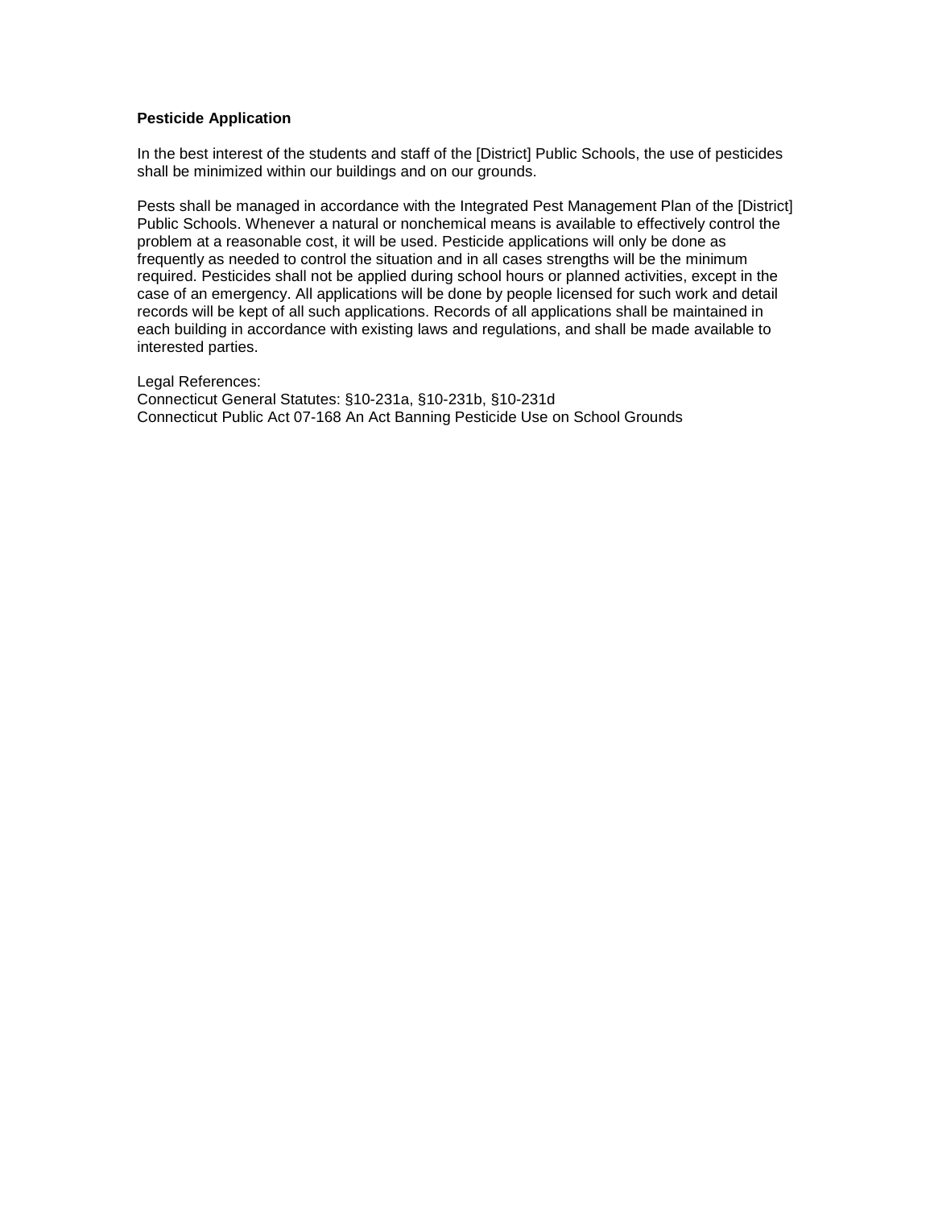**Pesticide Application**

In the best interest of the students and staff of the [District] Public Schools, the use of pesticides shall be minimized within our buildings and on our grounds.

Pests shall be managed in accordance with the Integrated Pest Management Plan of the [District] Public Schools. Whenever a natural or nonchemical means is available to effectively control the problem at a reasonable cost, it will be used. Pesticide applications will only be done as frequently as needed to control the situation and in all cases strengths will be the minimum required. Pesticides shall not be applied during school hours or planned activities, except in the case of an emergency. All applications will be done by people licensed for such work and detail records will be kept of all such applications. Records of all applications shall be maintained in each building in accordance with existing laws and regulations, and shall be made available to interested parties.

Legal References:
Connecticut General Statutes: §10-231a, §10-231b, §10-231d
Connecticut Public Act 07-168 An Act Banning Pesticide Use on School Grounds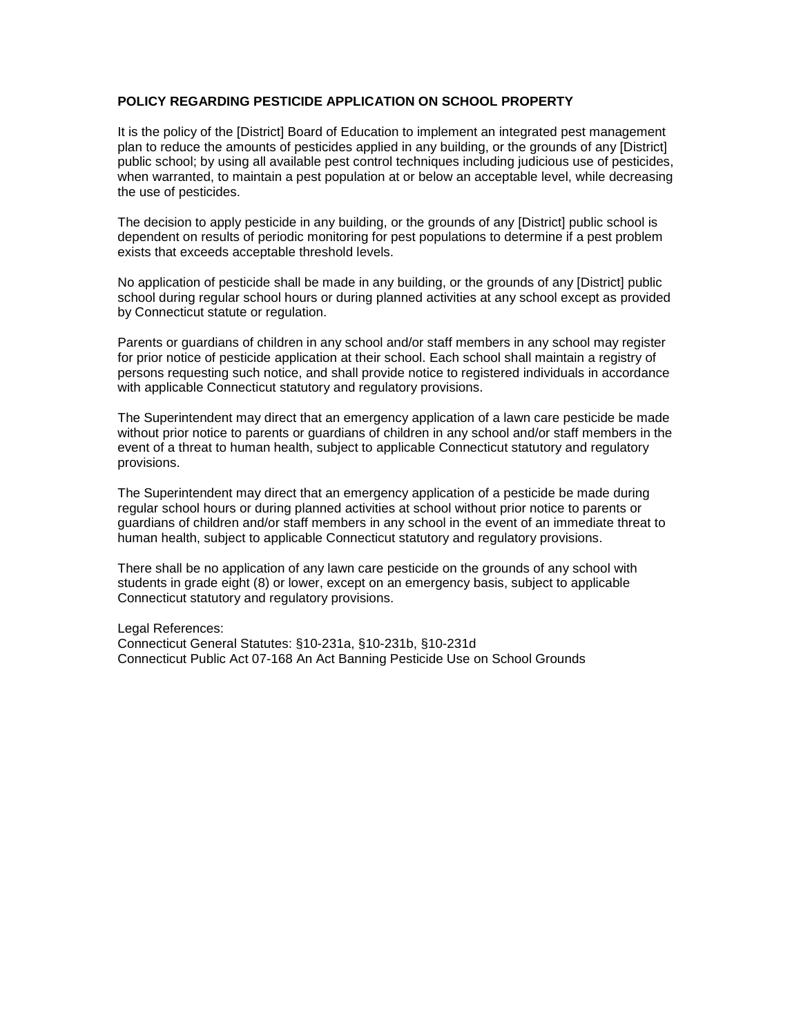## POLICY REGARDING PESTICIDE APPLICATION ON SCHOOL PROPERTY

It is the policy of the [District] Board of Education to implement an integrated pest management plan to reduce the amounts of pesticides applied in any building, or the grounds of any [District] public school; by using all available pest control techniques including judicious use of pesticides, when warranted, to maintain a pest population at or below an acceptable level, while decreasing the use of pesticides.

The decision to apply pesticide in any building, or the grounds of any [District] public school is dependent on results of periodic monitoring for pest populations to determine if a pest problem exists that exceeds acceptable threshold levels.

No application of pesticide shall be made in any building, or the grounds of any [District] public school during regular school hours or during planned activities at any school except as provided by Connecticut statute or regulation.

Parents or guardians of children in any school and/or staff members in any school may register for prior notice of pesticide application at their school. Each school shall maintain a registry of persons requesting such notice, and shall provide notice to registered individuals in accordance with applicable Connecticut statutory and regulatory provisions.

The Superintendent may direct that an emergency application of a lawn care pesticide be made without prior notice to parents or guardians of children in any school and/or staff members in the event of a threat to human health, subject to applicable Connecticut statutory and regulatory provisions.

The Superintendent may direct that an emergency application of a pesticide be made during regular school hours or during planned activities at school without prior notice to parents or guardians of children and/or staff members in any school in the event of an immediate threat to human health, subject to applicable Connecticut statutory and regulatory provisions.

There shall be no application of any lawn care pesticide on the grounds of any school with students in grade eight (8) or lower, except on an emergency basis, subject to applicable Connecticut statutory and regulatory provisions.

Legal References:
Connecticut General Statutes: §10-231a, §10-231b, §10-231d
Connecticut Public Act 07-168 An Act Banning Pesticide Use on School Grounds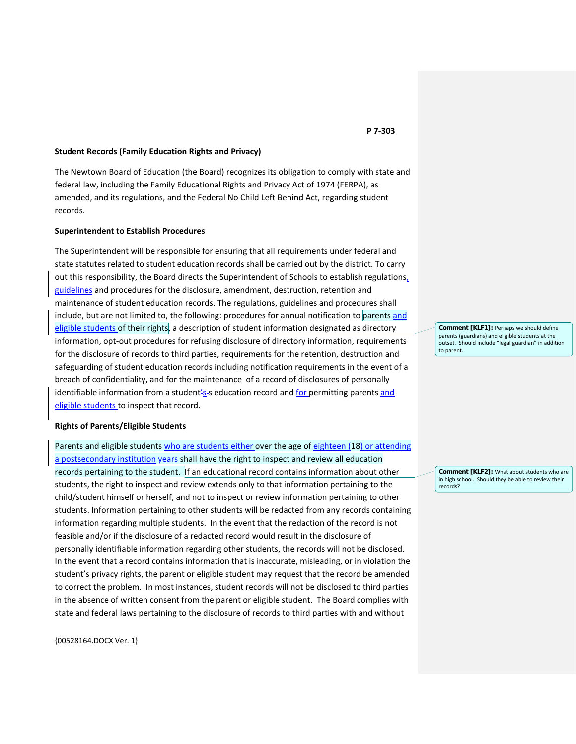**P 7-303**

**Student Records (Family Education Rights and Privacy)**

The Newtown Board of Education (the Board) recognizes its obligation to comply with state and federal law, including the Family Educational Rights and Privacy Act of 1974 (FERPA), as amended, and its regulations, and the Federal No Child Left Behind Act, regarding student records.

**Superintendent to Establish Procedures**

The Superintendent will be responsible for ensuring that all requirements under federal and state statutes related to student education records shall be carried out by the district. To carry out this responsibility, the Board directs the Superintendent of Schools to establish regulations, guidelines and procedures for the disclosure, amendment, destruction, retention and maintenance of student education records. The regulations, guidelines and procedures shall include, but are not limited to, the following: procedures for annual notification to parents and eligible students of their rights, a description of student information designated as directory information, opt-out procedures for refusing disclosure of directory information, requirements for the disclosure of records to third parties, requirements for the retention, destruction and safeguarding of student education records including notification requirements in the event of a breach of confidentiality, and for the maintenance of a record of disclosures of personally identifiable information from a student's ~~s~~ education record and for permitting parents and eligible students to inspect that record.

**Rights of Parents/Eligible Students**

Parents and eligible students who are students either over the age of eighteen (18) or attending a postsecondary institution ~~years~~ shall have the right to inspect and review all education records pertaining to the student. If an educational record contains information about other students, the right to inspect and review extends only to that information pertaining to the child/student himself or herself, and not to inspect or review information pertaining to other students. Information pertaining to other students will be redacted from any records containing information regarding multiple students. In the event that the redaction of the record is not feasible and/or if the disclosure of a redacted record would result in the disclosure of personally identifiable information regarding other students, the records will not be disclosed. In the event that a record contains information that is inaccurate, misleading, or in violation the student's privacy rights, the parent or eligible student may request that the record be amended to correct the problem. In most instances, student records will not be disclosed to third parties in the absence of written consent from the parent or eligible student. The Board complies with state and federal laws pertaining to the disclosure of records to third parties with and without

**Comment [KLF1]:** Perhaps we should define parents (guardians) and eligible students at the outset. Should include "legal guardian" in addition to parent.

**Comment [KLF2]:** What about students who are in high school. Should they be able to review their records?

{00528164.DOCX Ver. 1}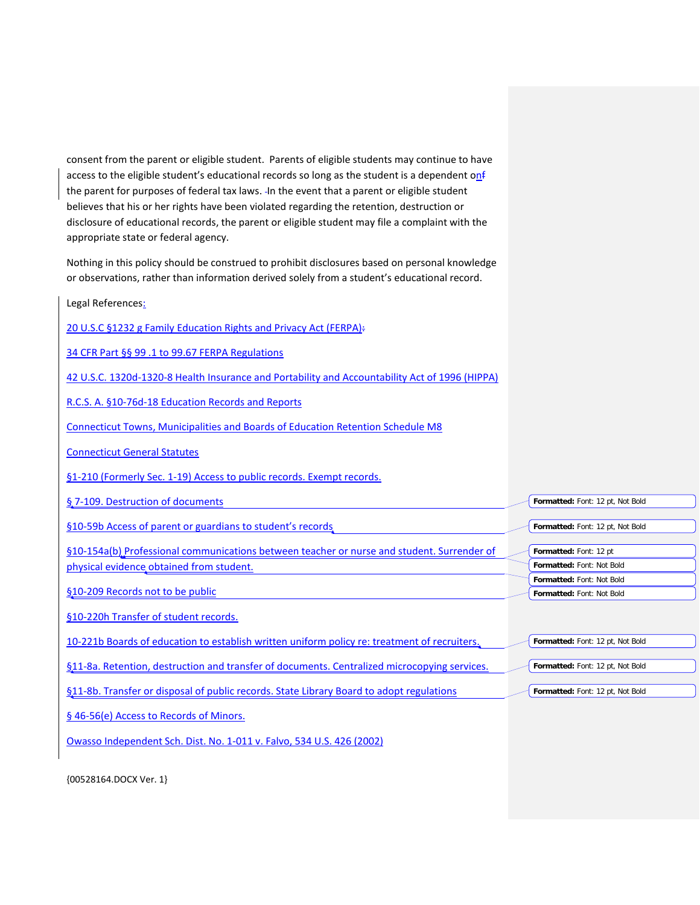consent from the parent or eligible student. Parents of eligible students may continue to have access to the eligible student's educational records so long as the student is a dependent on the parent for purposes of federal tax laws. In the event that a parent or eligible student believes that his or her rights have been violated regarding the retention, destruction or disclosure of educational records, the parent or eligible student may file a complaint with the appropriate state or federal agency.

Nothing in this policy should be construed to prohibit disclosures based on personal knowledge or observations, rather than information derived solely from a student's educational record.

Legal References:

20 U.S.C §1232 g Family Education Rights and Privacy Act (FERPA)

34 CFR Part §§ 99 .1 to 99.67 FERPA Regulations

42 U.S.C. 1320d-1320-8 Health Insurance and Portability and Accountability Act of 1996 (HIPPA)

R.C.S. A. §10-76d-18 Education Records and Reports

Connecticut Towns, Municipalities and Boards of Education Retention Schedule M8

Connecticut General Statutes

§1-210 (Formerly Sec. 1-19) Access to public records. Exempt records.

§ 7-109. Destruction of documents

§10-59b Access of parent or guardians to student's records

§10-154a(b) Professional communications between teacher or nurse and student. Surrender of physical evidence obtained from student.

§10-209 Records not to be public

§10-220h Transfer of student records.

10-221b Boards of education to establish written uniform policy re: treatment of recruiters.

§11-8a. Retention, destruction and transfer of documents. Centralized microcopying services.

§11-8b. Transfer or disposal of public records. State Library Board to adopt regulations

§ 46-56(e) Access to Records of Minors.

Owasso Independent Sch. Dist. No. 1-011 v. Falvo, 534 U.S. 426 (2002)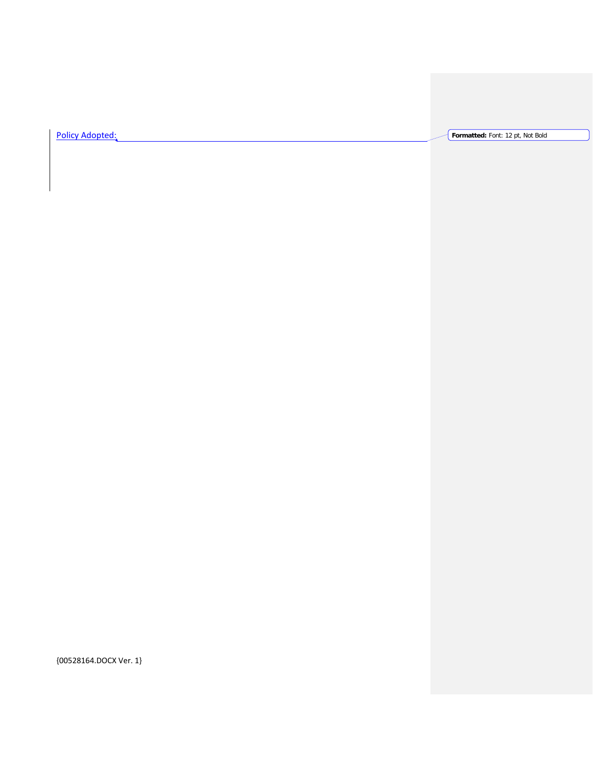Policy Adopted: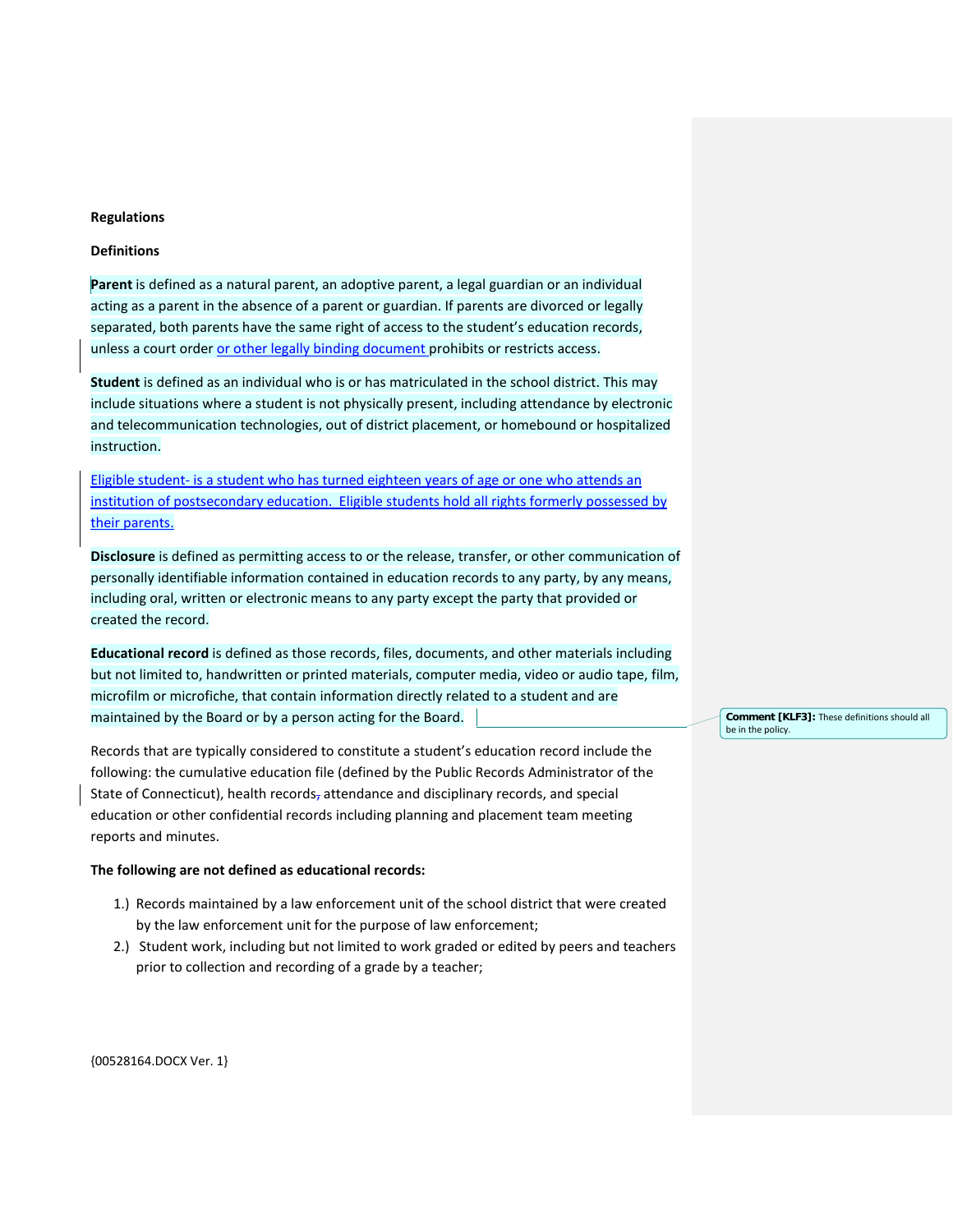**Regulations**

**Definitions**

**Parent** is defined as a natural parent, an adoptive parent, a legal guardian or an individual acting as a parent in the absence of a parent or guardian. If parents are divorced or legally separated, both parents have the same right of access to the student's education records, unless a court order or other legally binding document prohibits or restricts access.

**Student** is defined as an individual who is or has matriculated in the school district. This may include situations where a student is not physically present, including attendance by electronic and telecommunication technologies, out of district placement, or homebound or hospitalized instruction.

Eligible student- is a student who has turned eighteen years of age or one who attends an institution of postsecondary education. Eligible students hold all rights formerly possessed by their parents.

**Disclosure** is defined as permitting access to or the release, transfer, or other communication of personally identifiable information contained in education records to any party, by any means, including oral, written or electronic means to any party except the party that provided or created the record.

**Educational record** is defined as those records, files, documents, and other materials including but not limited to, handwritten or printed materials, computer media, video or audio tape, film, microfilm or microfiche, that contain information directly related to a student and are maintained by the Board or by a person acting for the Board.

**Comment [KLF3]:** These definitions should all be in the policy.

Records that are typically considered to constitute a student's education record include the following: the cumulative education file (defined by the Public Records Administrator of the State of Connecticut), health records, attendance and disciplinary records, and special education or other confidential records including planning and placement team meeting reports and minutes.

**The following are not defined as educational records:**

1.) Records maintained by a law enforcement unit of the school district that were created by the law enforcement unit for the purpose of law enforcement;
2.) Student work, including but not limited to work graded or edited by peers and teachers prior to collection and recording of a grade by a teacher;

{00528164.DOCX Ver. 1}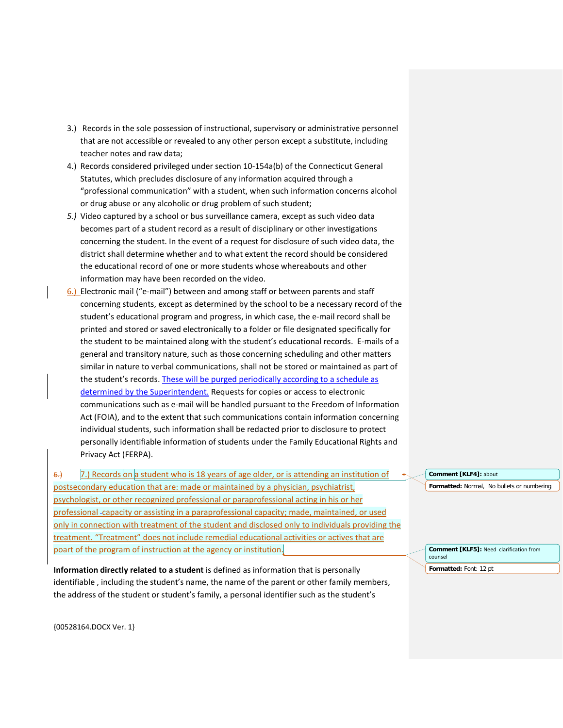3.) Records in the sole possession of instructional, supervisory or administrative personnel that are not accessible or revealed to any other person except a substitute, including teacher notes and raw data;

4.) Records considered privileged under section 10-154a(b) of the Connecticut General Statutes, which precludes disclosure of any information acquired through a "professional communication" with a student, when such information concerns alcohol or drug abuse or any alcoholic or drug problem of such student;

5.) Video captured by a school or bus surveillance camera, except as such video data becomes part of a student record as a result of disciplinary or other investigations concerning the student. In the event of a request for disclosure of such video data, the district shall determine whether and to what extent the record should be considered the educational record of one or more students whose whereabouts and other information may have been recorded on the video.

6.) Electronic mail ("e-mail") between and among staff or between parents and staff concerning students, except as determined by the school to be a necessary record of the student's educational program and progress, in which case, the e-mail record shall be printed and stored or saved electronically to a folder or file designated specifically for the student to be maintained along with the student's educational records. E-mails of a general and transitory nature, such as those concerning scheduling and other matters similar in nature to verbal communications, shall not be stored or maintained as part of the student's records. These will be purged periodically according to a schedule as determined by the Superintendent. Requests for copies or access to electronic communications such as e-mail will be handled pursuant to the Freedom of Information Act (FOIA), and to the extent that such communications contain information concerning individual students, such information shall be redacted prior to disclosure to protect personally identifiable information of students under the Family Educational Rights and Privacy Act (FERPA).

~~6.)~~ 7.) Records on a student who is 18 years of age older, or is attending an institution of postsecondary education that are: made or maintained by a physician, psychiatrist, psychologist, or other recognized professional or paraprofessional acting in his or her professional capacity or assisting in a paraprofessional capacity; made, maintained, or used only in connection with treatment of the student and disclosed only to individuals providing the treatment. "Treatment" does not include remedial educational activities or actives that are poart of the program of instruction at the agency or institution.

**Information directly related to a student** is defined as information that is personally identifiable , including the student's name, the name of the parent or other family members, the address of the student or student's family, a personal identifier such as the student's

> Comment [KLF4]: about
>
> Formatted: Normal, No bullets or numbering
>
> Comment [KLF5]: Need clarification from counsel
>
> Formatted: Font: 12 pt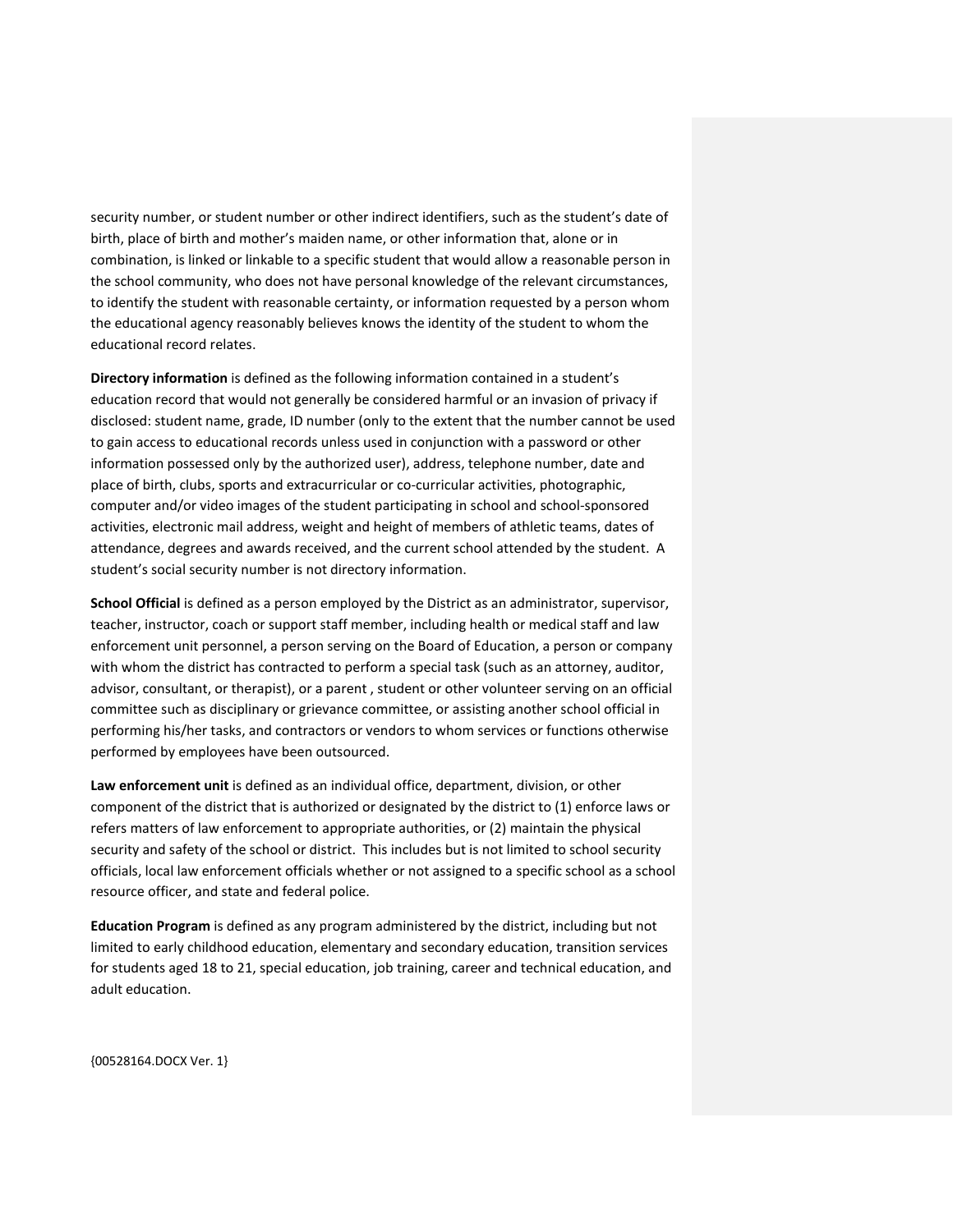security number, or student number or other indirect identifiers, such as the student's date of birth, place of birth and mother's maiden name, or other information that, alone or in combination, is linked or linkable to a specific student that would allow a reasonable person in the school community, who does not have personal knowledge of the relevant circumstances, to identify the student with reasonable certainty, or information requested by a person whom the educational agency reasonably believes knows the identity of the student to whom the educational record relates.

**Directory information** is defined as the following information contained in a student's education record that would not generally be considered harmful or an invasion of privacy if disclosed: student name, grade, ID number (only to the extent that the number cannot be used to gain access to educational records unless used in conjunction with a password or other information possessed only by the authorized user), address, telephone number, date and place of birth, clubs, sports and extracurricular or co-curricular activities, photographic, computer and/or video images of the student participating in school and school-sponsored activities, electronic mail address, weight and height of members of athletic teams, dates of attendance, degrees and awards received, and the current school attended by the student. A student's social security number is not directory information.

**School Official** is defined as a person employed by the District as an administrator, supervisor, teacher, instructor, coach or support staff member, including health or medical staff and law enforcement unit personnel, a person serving on the Board of Education, a person or company with whom the district has contracted to perform a special task (such as an attorney, auditor, advisor, consultant, or therapist), or a parent , student or other volunteer serving on an official committee such as disciplinary or grievance committee, or assisting another school official in performing his/her tasks, and contractors or vendors to whom services or functions otherwise performed by employees have been outsourced.

**Law enforcement unit** is defined as an individual office, department, division, or other component of the district that is authorized or designated by the district to (1) enforce laws or refers matters of law enforcement to appropriate authorities, or (2) maintain the physical security and safety of the school or district. This includes but is not limited to school security officials, local law enforcement officials whether or not assigned to a specific school as a school resource officer, and state and federal police.

**Education Program** is defined as any program administered by the district, including but not limited to early childhood education, elementary and secondary education, transition services for students aged 18 to 21, special education, job training, career and technical education, and adult education.

{00528164.DOCX Ver. 1}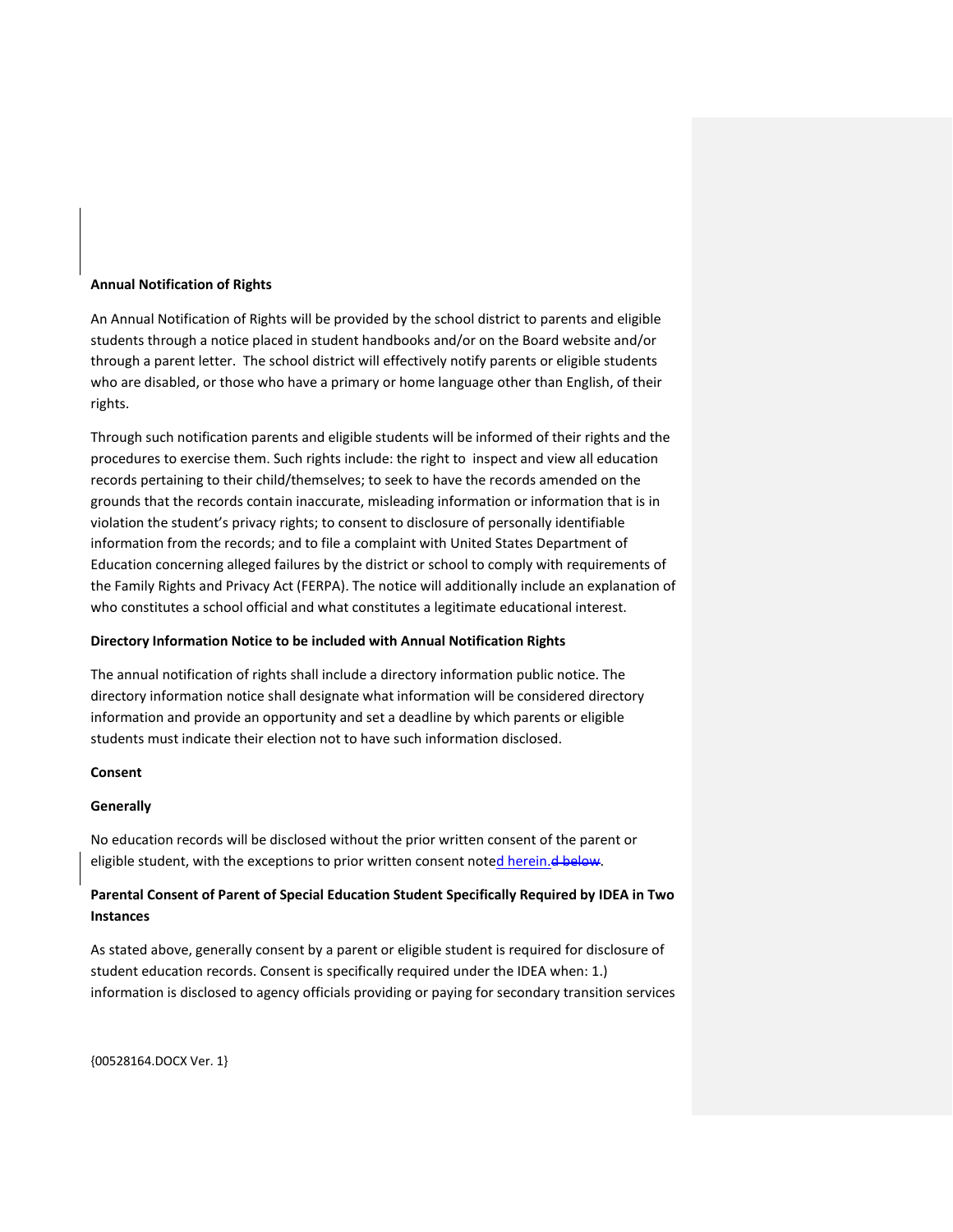**Annual Notification of Rights**

An Annual Notification of Rights will be provided by the school district to parents and eligible students through a notice placed in student handbooks and/or on the Board website and/or through a parent letter. The school district will effectively notify parents or eligible students who are disabled, or those who have a primary or home language other than English, of their rights.

Through such notification parents and eligible students will be informed of their rights and the procedures to exercise them. Such rights include: the right to inspect and view all education records pertaining to their child/themselves; to seek to have the records amended on the grounds that the records contain inaccurate, misleading information or information that is in violation the student's privacy rights; to consent to disclosure of personally identifiable information from the records; and to file a complaint with United States Department of Education concerning alleged failures by the district or school to comply with requirements of the Family Rights and Privacy Act (FERPA). The notice will additionally include an explanation of who constitutes a school official and what constitutes a legitimate educational interest.

**Directory Information Notice to be included with Annual Notification Rights**

The annual notification of rights shall include a directory information public notice. The directory information notice shall designate what information will be considered directory information and provide an opportunity and set a deadline by which parents or eligible students must indicate their election not to have such information disclosed.

**Consent**

**Generally**

No education records will be disclosed without the prior written consent of the parent or eligible student, with the exceptions to prior written consent noted herein.

**Parental Consent of Parent of Special Education Student Specifically Required by IDEA in Two Instances**

As stated above, generally consent by a parent or eligible student is required for disclosure of student education records. Consent is specifically required under the IDEA when: 1.) information is disclosed to agency officials providing or paying for secondary transition services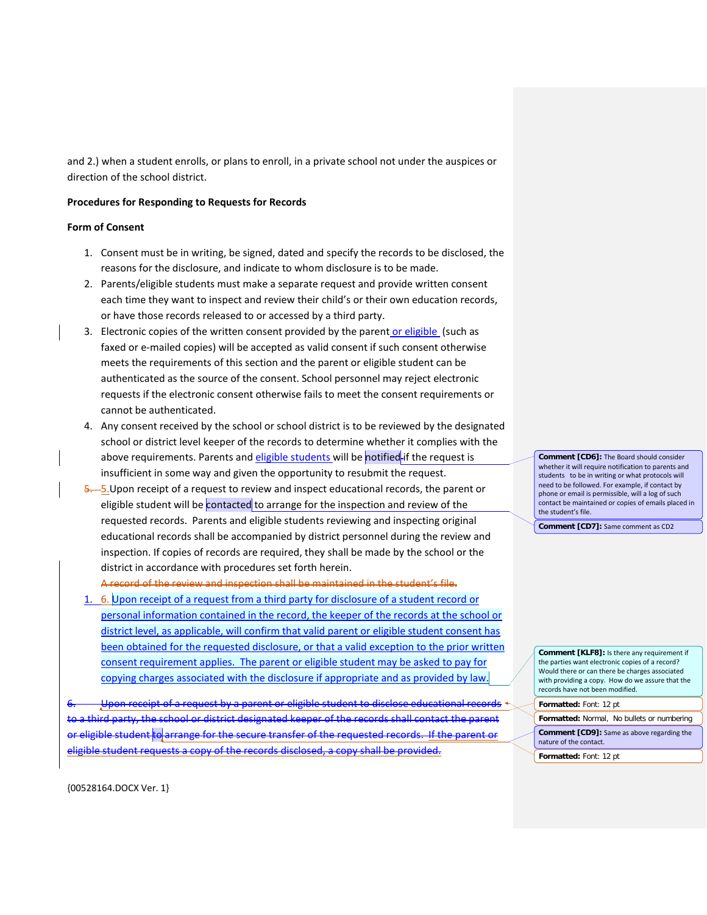and 2.) when a student enrolls, or plans to enroll, in a private school not under the auspices or direction of the school district.

**Procedures for Responding to Requests for Records**

**Form of Consent**

1. Consent must be in writing, be signed, dated and specify the records to be disclosed, the reasons for the disclosure, and indicate to whom disclosure is to be made.
2. Parents/eligible students must make a separate request and provide written consent each time they want to inspect and review their child's or their own education records, or have those records released to or accessed by a third party.
3. Electronic copies of the written consent provided by the parent or eligible (such as faxed or e-mailed copies) will be accepted as valid consent if such consent otherwise meets the requirements of this section and the parent or eligible student can be authenticated as the source of the consent. School personnel may reject electronic requests if the electronic consent otherwise fails to meet the consent requirements or cannot be authenticated.
4. Any consent received by the school or school district is to be reviewed by the designated school or district level keeper of the records to determine whether it complies with the above requirements. Parents and eligible students will be notified if the request is insufficient in some way and given the opportunity to resubmit the request.
5. Upon receipt of a request to review and inspect educational records, the parent or eligible student will be contacted to arrange for the inspection and review of the requested records. Parents and eligible students reviewing and inspecting original educational records shall be accompanied by district personnel during the review and inspection. If copies of records are required, they shall be made by the school or the district in accordance with procedures set forth herein.
   ~~A record of the review and inspection shall be maintained in the student's file.~~
6. Upon receipt of a request from a third party for disclosure of a student record or personal information contained in the record, the keeper of the records at the school or district level, as applicable, will confirm that valid parent or eligible student consent has been obtained for the requested disclosure, or that a valid exception to the prior written consent requirement applies. The parent or eligible student may be asked to pay for copying charges associated with the disclosure if appropriate and as provided by law.

~~6. Upon receipt of a request by a parent or eligible student to disclose educational records to a third party, the school or district designated keeper of the records shall contact the parent or eligible student to arrange for the secure transfer of the requested records. If the parent or eligible student requests a copy of the records disclosed, a copy shall be provided.~~

**Comment [CD6]:** The Board should consider whether it will require notification to parents and students to be in writing or what protocols will need to be followed. For example, if contact by phone or email is permissible, will a log of such contact be maintained or copies of emails placed in the student's file.

**Comment [CD7]:** Same comment as CD2

**Comment [KLF8]:** Is there any requirement if the parties want electronic copies of a record? Would there or can there be charges associated with providing a copy. How do we assure that the records have not been modified.

**Comment [CD9]:** Same as above regarding the nature of the contact.

{00528164.DOCX Ver. 1}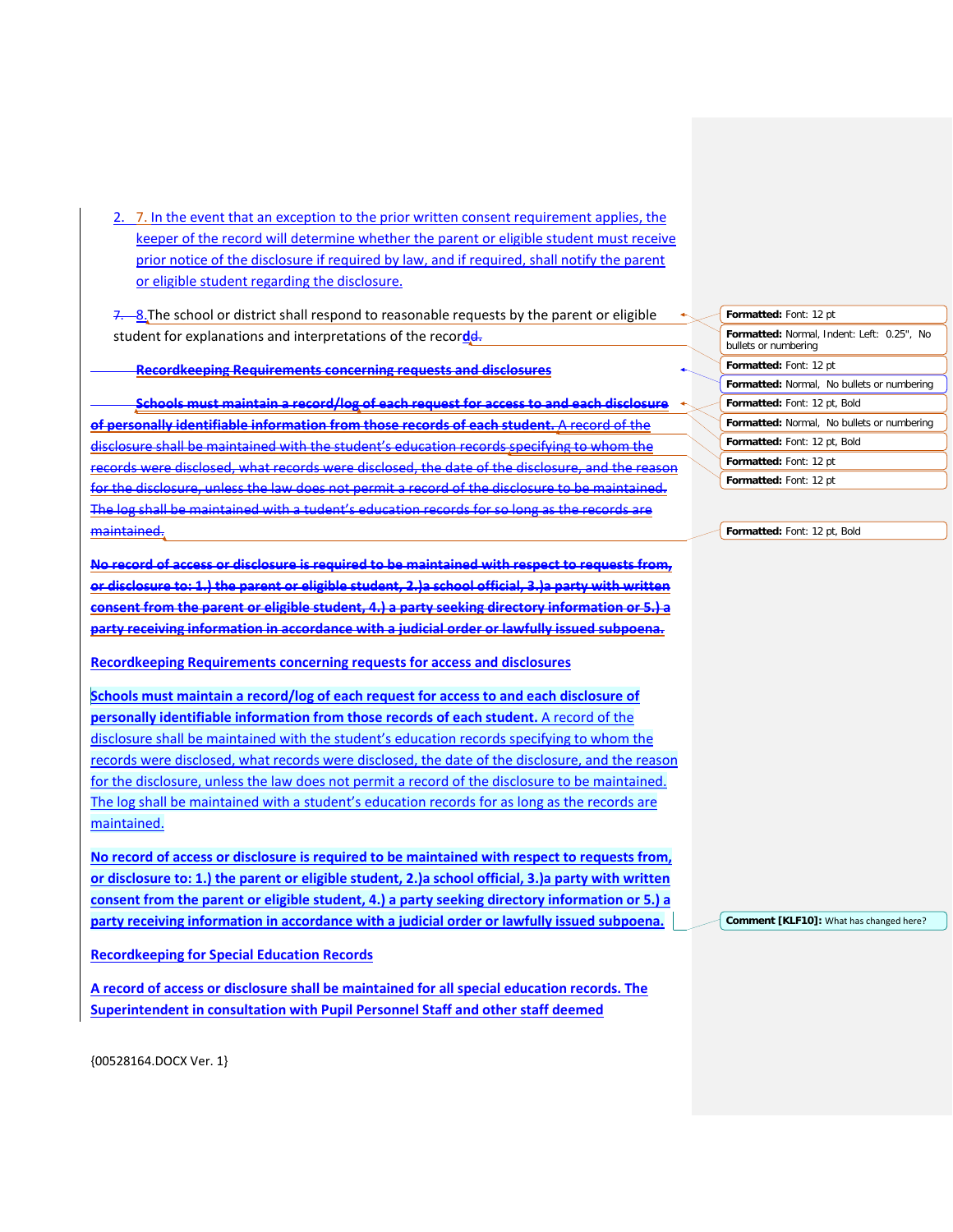7. In the event that an exception to the prior written consent requirement applies, the keeper of the record will determine whether the parent or eligible student must receive prior notice of the disclosure if required by law, and if required, shall notify the parent or eligible student regarding the disclosure.

8. The school or district shall respond to reasonable requests by the parent or eligible student for explanations and interpretations of the record.

**Recordkeeping Requirements concerning requests for access and disclosures**

**Schools must maintain a record/log of each request for access to and each disclosure of personally identifiable information from those records of each student.** A record of the disclosure shall be maintained with the student's education records specifying to whom the records were disclosed, what records were disclosed, the date of the disclosure, and the reason for the disclosure, unless the law does not permit a record of the disclosure to be maintained. The log shall be maintained with a student's education records for as long as the records are maintained.

**No record of access or disclosure is required to be maintained with respect to requests from, or disclosure to: 1.) the parent or eligible student, 2.)a school official, 3.)a party with written consent from the parent or eligible student, 4.) a party seeking directory information or 5.) a party receiving information in accordance with a judicial order or lawfully issued subpoena.**

**Recordkeeping for Special Education Records**

**A record of access or disclosure shall be maintained for all special education records. The Superintendent in consultation with Pupil Personnel Staff and other staff deemed**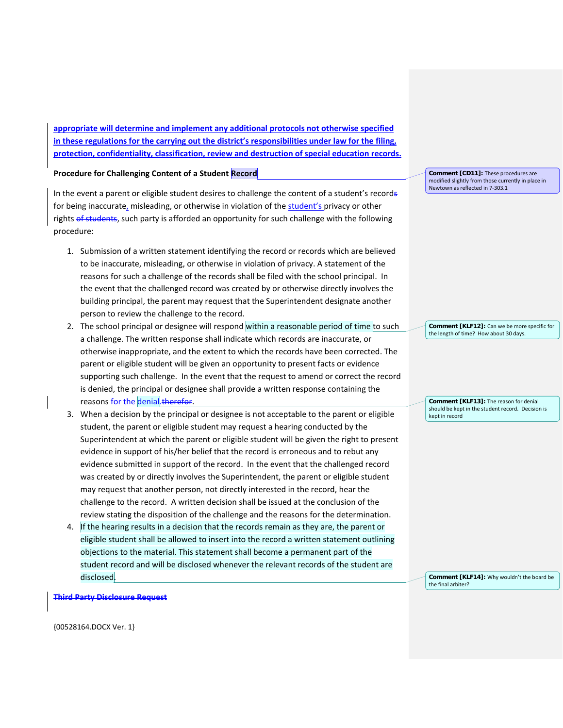appropriate will determine and implement any additional protocols not otherwise specified in these regulations for the carrying out the district's responsibilities under law for the filing, protection, confidentiality, classification, review and destruction of special education records.

**Procedure for Challenging Content of a Student Record**

Comment [CD11]: These procedures are modified slightly from those currently in place in Newtown as reflected in 7-303.1

In the event a parent or eligible student desires to challenge the content of a student's records for being inaccurate, misleading, or otherwise in violation of the student's privacy or other rights ~~of students~~, such party is afforded an opportunity for such challenge with the following procedure:

1. Submission of a written statement identifying the record or records which are believed to be inaccurate, misleading, or otherwise in violation of privacy. A statement of the reasons for such a challenge of the records shall be filed with the school principal. In the event that the challenged record was created by or otherwise directly involves the building principal, the parent may request that the Superintendent designate another person to review the challenge to the record.
2. The school principal or designee will respond within a reasonable period of time to such a challenge. The written response shall indicate which records are inaccurate, or otherwise inappropriate, and the extent to which the records have been corrected. The parent or eligible student will be given an opportunity to present facts or evidence supporting such challenge. In the event that the request to amend or correct the record is denied, the principal or designee shall provide a written response containing the reasons for the denial ~~therefor~~.
3. When a decision by the principal or designee is not acceptable to the parent or eligible student, the parent or eligible student may request a hearing conducted by the Superintendent at which the parent or eligible student will be given the right to present evidence in support of his/her belief that the record is erroneous and to rebut any evidence submitted in support of the record. In the event that the challenged record was created by or directly involves the Superintendent, the parent or eligible student may request that another person, not directly interested in the record, hear the challenge to the record. A written decision shall be issued at the conclusion of the review stating the disposition of the challenge and the reasons for the determination.
4. If the hearing results in a decision that the records remain as they are, the parent or eligible student shall be allowed to insert into the record a written statement outlining objections to the material. This statement shall become a permanent part of the student record and will be disclosed whenever the relevant records of the student are disclosed.

Comment [KLF12]: Can we be more specific for the length of time? How about 30 days.

Comment [KLF13]: The reason for denial should be kept in the student record. Decision is kept in record

Comment [KLF14]: Why wouldn't the board be the final arbiter?

~~**Third Party Disclosure Request**~~

{00528164.DOCX Ver. 1}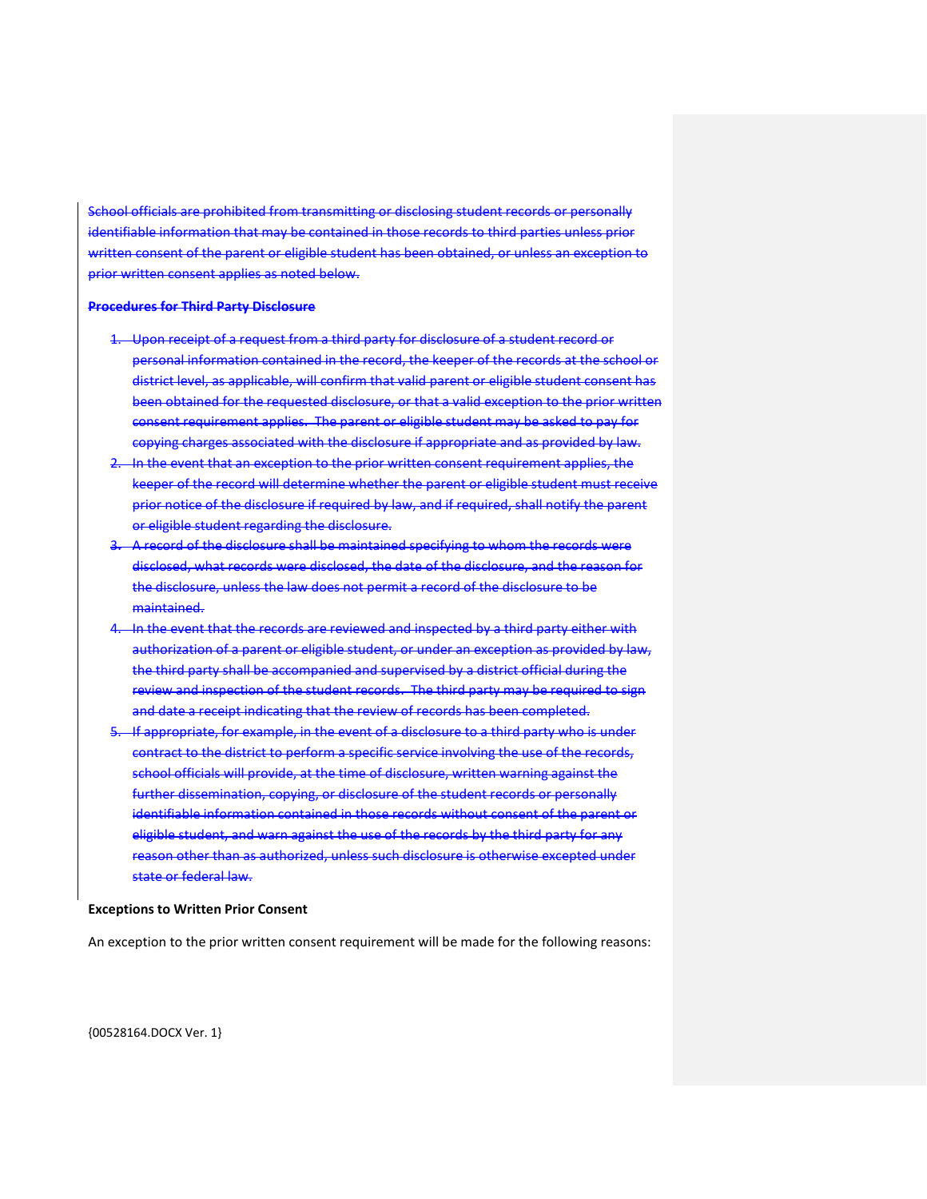~~School officials are prohibited from transmitting or disclosing student records or personally identifiable information that may be contained in those records to third parties unless prior written consent of the parent or eligible student has been obtained, or unless an exception to prior written consent applies as noted below.~~

~~**Procedures for Third Party Disclosure**~~

1. ~~Upon receipt of a request from a third party for disclosure of a student record or personal information contained in the record, the keeper of the records at the school or district level, as applicable, will confirm that valid parent or eligible student consent has been obtained for the requested disclosure, or that a valid exception to the prior written consent requirement applies. The parent or eligible student may be asked to pay for copying charges associated with the disclosure if appropriate and as provided by law.~~
2. ~~In the event that an exception to the prior written consent requirement applies, the keeper of the record will determine whether the parent or eligible student must receive prior notice of the disclosure if required by law, and if required, shall notify the parent or eligible student regarding the disclosure.~~
3. ~~A record of the disclosure shall be maintained specifying to whom the records were disclosed, what records were disclosed, the date of the disclosure, and the reason for the disclosure, unless the law does not permit a record of the disclosure to be maintained.~~
4. ~~In the event that the records are reviewed and inspected by a third party either with authorization of a parent or eligible student, or under an exception as provided by law, the third party shall be accompanied and supervised by a district official during the review and inspection of the student records. The third party may be required to sign and date a receipt indicating that the review of records has been completed.~~
5. ~~If appropriate, for example, in the event of a disclosure to a third party who is under contract to the district to perform a specific service involving the use of the records, school officials will provide, at the time of disclosure, written warning against the further dissemination, copying, or disclosure of the student records or personally identifiable information contained in those records without consent of the parent or eligible student, and warn against the use of the records by the third party for any reason other than as authorized, unless such disclosure is otherwise excepted under state or federal law.~~

**Exceptions to Written Prior Consent**

An exception to the prior written consent requirement will be made for the following reasons: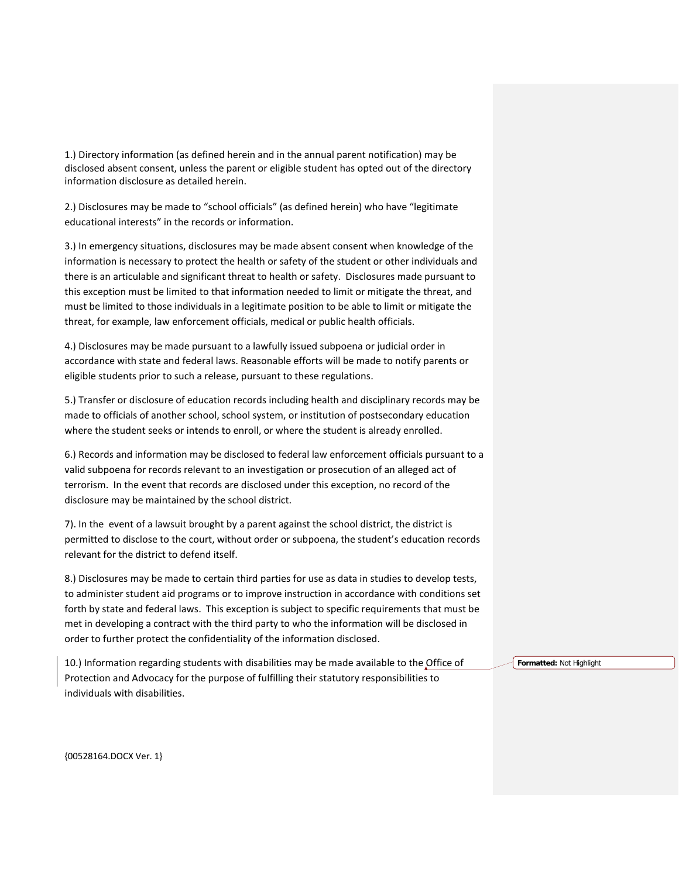1.) Directory information (as defined herein and in the annual parent notification) may be disclosed absent consent, unless the parent or eligible student has opted out of the directory information disclosure as detailed herein.

2.) Disclosures may be made to "school officials" (as defined herein) who have "legitimate educational interests" in the records or information.

3.) In emergency situations, disclosures may be made absent consent when knowledge of the information is necessary to protect the health or safety of the student or other individuals and there is an articulable and significant threat to health or safety. Disclosures made pursuant to this exception must be limited to that information needed to limit or mitigate the threat, and must be limited to those individuals in a legitimate position to be able to limit or mitigate the threat, for example, law enforcement officials, medical or public health officials.

4.) Disclosures may be made pursuant to a lawfully issued subpoena or judicial order in accordance with state and federal laws. Reasonable efforts will be made to notify parents or eligible students prior to such a release, pursuant to these regulations.

5.) Transfer or disclosure of education records including health and disciplinary records may be made to officials of another school, school system, or institution of postsecondary education where the student seeks or intends to enroll, or where the student is already enrolled.

6.) Records and information may be disclosed to federal law enforcement officials pursuant to a valid subpoena for records relevant to an investigation or prosecution of an alleged act of terrorism. In the event that records are disclosed under this exception, no record of the disclosure may be maintained by the school district.

7). In the event of a lawsuit brought by a parent against the school district, the district is permitted to disclose to the court, without order or subpoena, the student's education records relevant for the district to defend itself.

8.) Disclosures may be made to certain third parties for use as data in studies to develop tests, to administer student aid programs or to improve instruction in accordance with conditions set forth by state and federal laws. This exception is subject to specific requirements that must be met in developing a contract with the third party to who the information will be disclosed in order to further protect the confidentiality of the information disclosed.

10.) Information regarding students with disabilities may be made available to the Office of Protection and Advocacy for the purpose of fulfilling their statutory responsibilities to individuals with disabilities.

**Formatted:** Not Highlight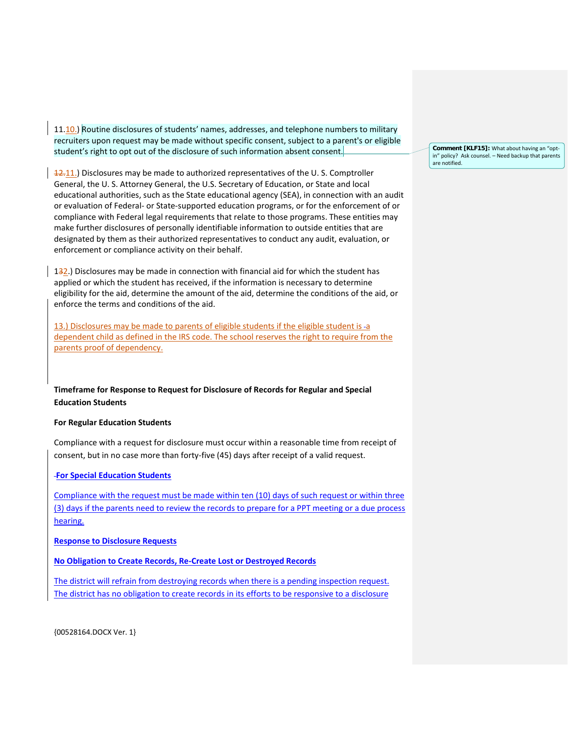11.10.) Routine disclosures of students' names, addresses, and telephone numbers to military recruiters upon request may be made without specific consent, subject to a parent's or eligible student's right to opt out of the disclosure of such information absent consent.

Comment [KLF15]: What about having an "opt-in" policy? Ask counsel. – Need backup that parents are notified.

12.11.) Disclosures may be made to authorized representatives of the U. S. Comptroller General, the U. S. Attorney General, the U.S. Secretary of Education, or State and local educational authorities, such as the State educational agency (SEA), in connection with an audit or evaluation of Federal- or State-supported education programs, or for the enforcement of or compliance with Federal legal requirements that relate to those programs. These entities may make further disclosures of personally identifiable information to outside entities that are designated by them as their authorized representatives to conduct any audit, evaluation, or enforcement or compliance activity on their behalf.

132.) Disclosures may be made in connection with financial aid for which the student has applied or which the student has received, if the information is necessary to determine eligibility for the aid, determine the amount of the aid, determine the conditions of the aid, or enforce the terms and conditions of the aid.

13.) Disclosures may be made to parents of eligible students if the eligible student is a dependent child as defined in the IRS code. The school reserves the right to require from the parents proof of dependency.

**Timeframe for Response to Request for Disclosure of Records for Regular and Special Education Students**

**For Regular Education Students**

Compliance with a request for disclosure must occur within a reasonable time from receipt of consent, but in no case more than forty-five (45) days after receipt of a valid request.

**For Special Education Students**

Compliance with the request must be made within ten (10) days of such request or within three (3) days if the parents need to review the records to prepare for a PPT meeting or a due process hearing.

**Response to Disclosure Requests**

**No Obligation to Create Records, Re-Create Lost or Destroyed Records**

The district will refrain from destroying records when there is a pending inspection request. The district has no obligation to create records in its efforts to be responsive to a disclosure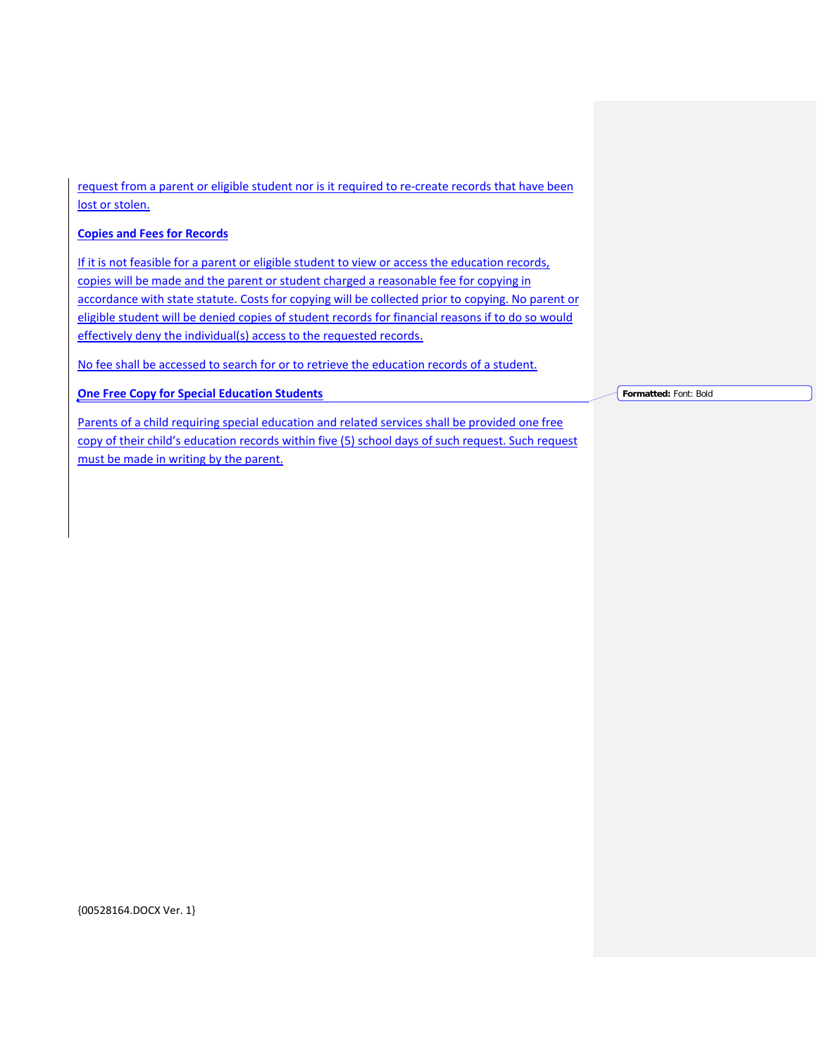request from a parent or eligible student nor is it required to re-create records that have been lost or stolen.

**Copies and Fees for Records**

If it is not feasible for a parent or eligible student to view or access the education records, copies will be made and the parent or student charged a reasonable fee for copying in accordance with state statute. Costs for copying will be collected prior to copying. No parent or eligible student will be denied copies of student records for financial reasons if to do so would effectively deny the individual(s) access to the requested records.

No fee shall be accessed to search for or to retrieve the education records of a student.

**One Free Copy for Special Education Students**

Parents of a child requiring special education and related services shall be provided one free copy of their child's education records within five (5) school days of such request. Such request must be made in writing by the parent.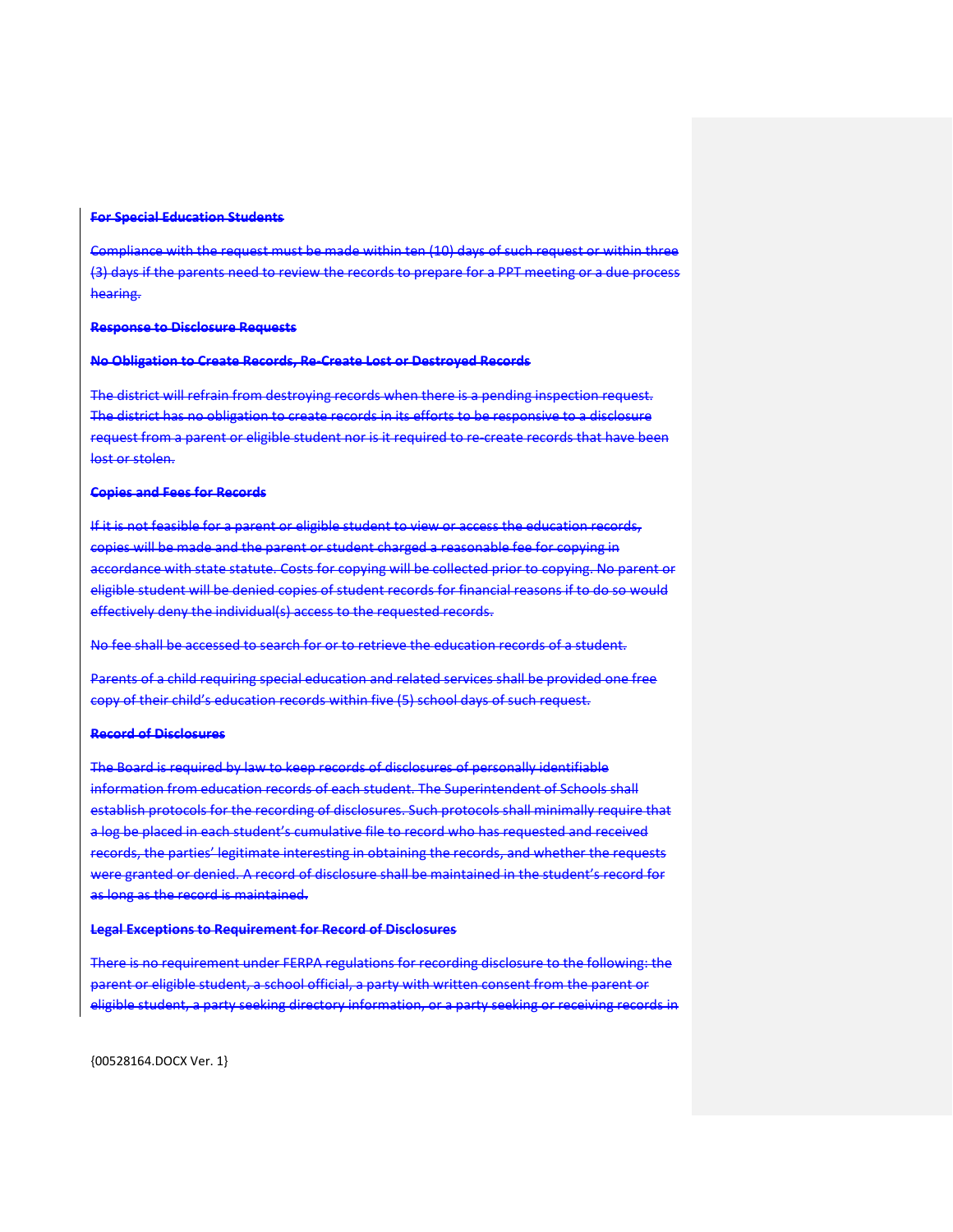**For Special Education Students**

Compliance with the request must be made within ten (10) days of such request or within three (3) days if the parents need to review the records to prepare for a PPT meeting or a due process hearing.

**Response to Disclosure Requests**

**No Obligation to Create Records, Re-Create Lost or Destroyed Records**

The district will refrain from destroying records when there is a pending inspection request. The district has no obligation to create records in its efforts to be responsive to a disclosure request from a parent or eligible student nor is it required to re-create records that have been lost or stolen.

**Copies and Fees for Records**

If it is not feasible for a parent or eligible student to view or access the education records, copies will be made and the parent or student charged a reasonable fee for copying in accordance with state statute. Costs for copying will be collected prior to copying. No parent or eligible student will be denied copies of student records for financial reasons if to do so would effectively deny the individual(s) access to the requested records.

No fee shall be accessed to search for or to retrieve the education records of a student.

Parents of a child requiring special education and related services shall be provided one free copy of their child's education records within five (5) school days of such request.

**Record of Disclosures**

The Board is required by law to keep records of disclosures of personally identifiable information from education records of each student. The Superintendent of Schools shall establish protocols for the recording of disclosures. Such protocols shall minimally require that a log be placed in each student's cumulative file to record who has requested and received records, the parties' legitimate interesting in obtaining the records, and whether the requests were granted or denied. A record of disclosure shall be maintained in the student's record for as long as the record is maintained.

**Legal Exceptions to Requirement for Record of Disclosures**

There is no requirement under FERPA regulations for recording disclosure to the following: the parent or eligible student, a school official, a party with written consent from the parent or eligible student, a party seeking directory information, or a party seeking or receiving records in

{00528164.DOCX Ver. 1}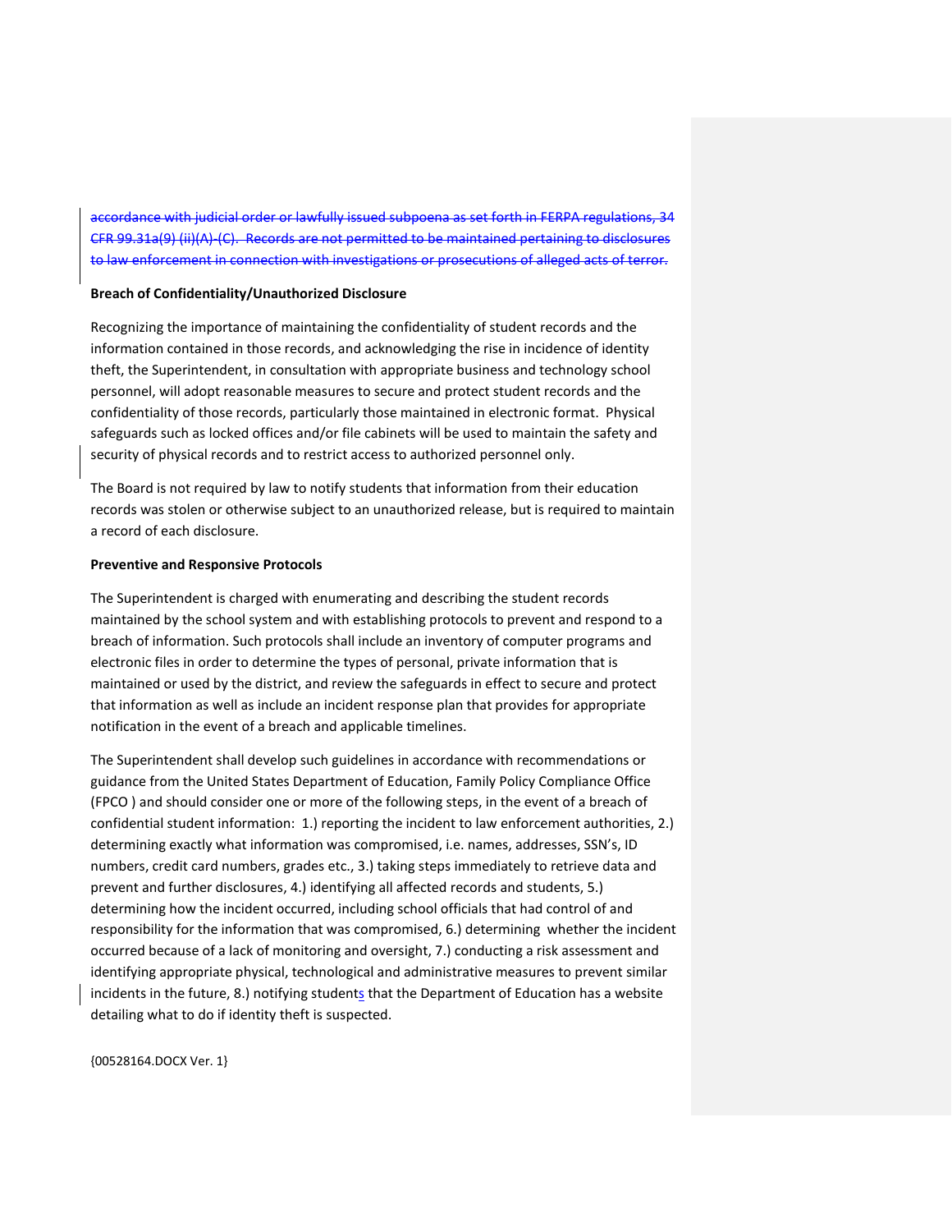~~accordance with judicial order or lawfully issued subpoena as set forth in FERPA regulations, 34 CFR 99.31a(9) (ii)(A)-(C). Records are not permitted to be maintained pertaining to disclosures to law enforcement in connection with investigations or prosecutions of alleged acts of terror.~~

**Breach of Confidentiality/Unauthorized Disclosure**

Recognizing the importance of maintaining the confidentiality of student records and the information contained in those records, and acknowledging the rise in incidence of identity theft, the Superintendent, in consultation with appropriate business and technology school personnel, will adopt reasonable measures to secure and protect student records and the confidentiality of those records, particularly those maintained in electronic format. Physical safeguards such as locked offices and/or file cabinets will be used to maintain the safety and security of physical records and to restrict access to authorized personnel only.

The Board is not required by law to notify students that information from their education records was stolen or otherwise subject to an unauthorized release, but is required to maintain a record of each disclosure.

**Preventive and Responsive Protocols**

The Superintendent is charged with enumerating and describing the student records maintained by the school system and with establishing protocols to prevent and respond to a breach of information. Such protocols shall include an inventory of computer programs and electronic files in order to determine the types of personal, private information that is maintained or used by the district, and review the safeguards in effect to secure and protect that information as well as include an incident response plan that provides for appropriate notification in the event of a breach and applicable timelines.

The Superintendent shall develop such guidelines in accordance with recommendations or guidance from the United States Department of Education, Family Policy Compliance Office (FPCO ) and should consider one or more of the following steps, in the event of a breach of confidential student information: 1.) reporting the incident to law enforcement authorities, 2.) determining exactly what information was compromised, i.e. names, addresses, SSN's, ID numbers, credit card numbers, grades etc., 3.) taking steps immediately to retrieve data and prevent and further disclosures, 4.) identifying all affected records and students, 5.) determining how the incident occurred, including school officials that had control of and responsibility for the information that was compromised, 6.) determining whether the incident occurred because of a lack of monitoring and oversight, 7.) conducting a risk assessment and identifying appropriate physical, technological and administrative measures to prevent similar incidents in the future, 8.) notifying students that the Department of Education has a website detailing what to do if identity theft is suspected.

{00528164.DOCX Ver. 1}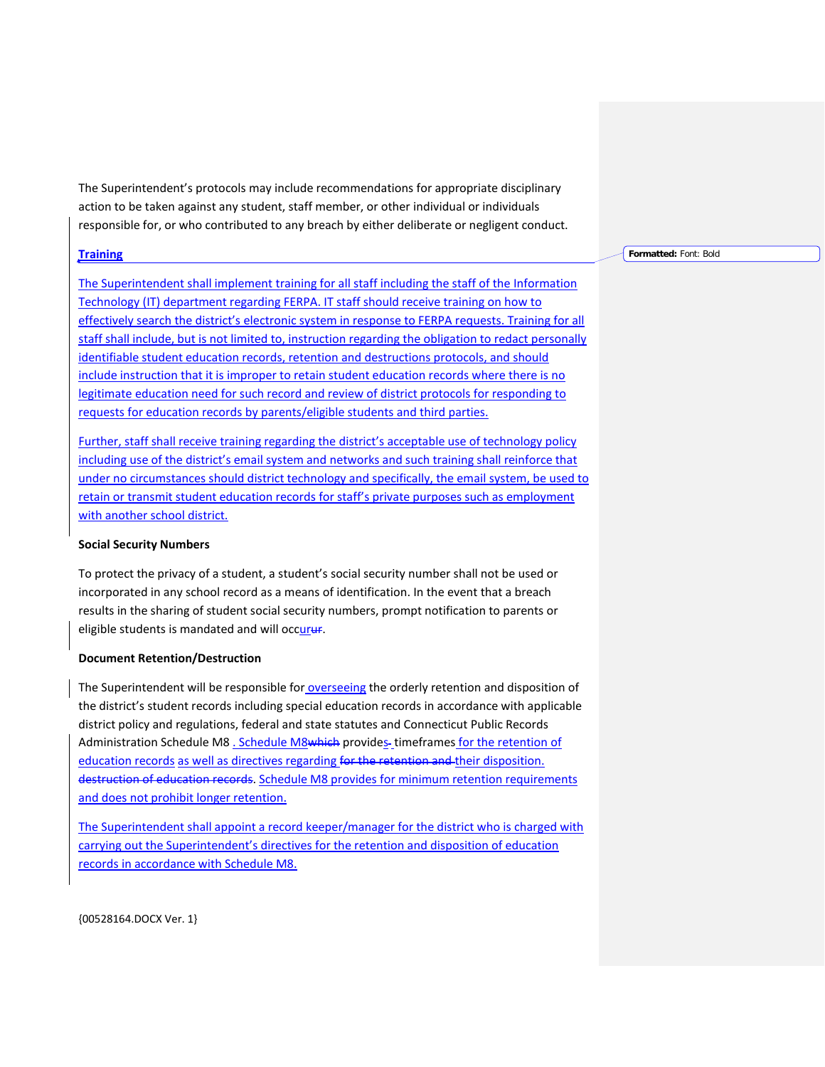The Superintendent's protocols may include recommendations for appropriate disciplinary action to be taken against any student, staff member, or other individual or individuals responsible for, or who contributed to any breach by either deliberate or negligent conduct.

**Training**

The Superintendent shall implement training for all staff including the staff of the Information Technology (IT) department regarding FERPA. IT staff should receive training on how to effectively search the district's electronic system in response to FERPA requests. Training for all staff shall include, but is not limited to, instruction regarding the obligation to redact personally identifiable student education records, retention and destructions protocols, and should include instruction that it is improper to retain student education records where there is no legitimate education need for such record and review of district protocols for responding to requests for education records by parents/eligible students and third parties.

Further, staff shall receive training regarding the district's acceptable use of technology policy including use of the district's email system and networks and such training shall reinforce that under no circumstances should district technology and specifically, the email system, be used to retain or transmit student education records for staff's private purposes such as employment with another school district.

**Social Security Numbers**

To protect the privacy of a student, a student's social security number shall not be used or incorporated in any school record as a means of identification. In the event that a breach results in the sharing of student social security numbers, prompt notification to parents or eligible students is mandated and will occur.

**Document Retention/Destruction**

The Superintendent will be responsible for overseeing the orderly retention and disposition of the district's student records including special education records in accordance with applicable district policy and regulations, federal and state statutes and Connecticut Public Records Administration Schedule M8 . Schedule M8 provides timeframes for the retention of education records as well as directives regarding their disposition. Schedule M8 provides for minimum retention requirements and does not prohibit longer retention.

The Superintendent shall appoint a record keeper/manager for the district who is charged with carrying out the Superintendent's directives for the retention and disposition of education records in accordance with Schedule M8.

{00528164.DOCX Ver. 1}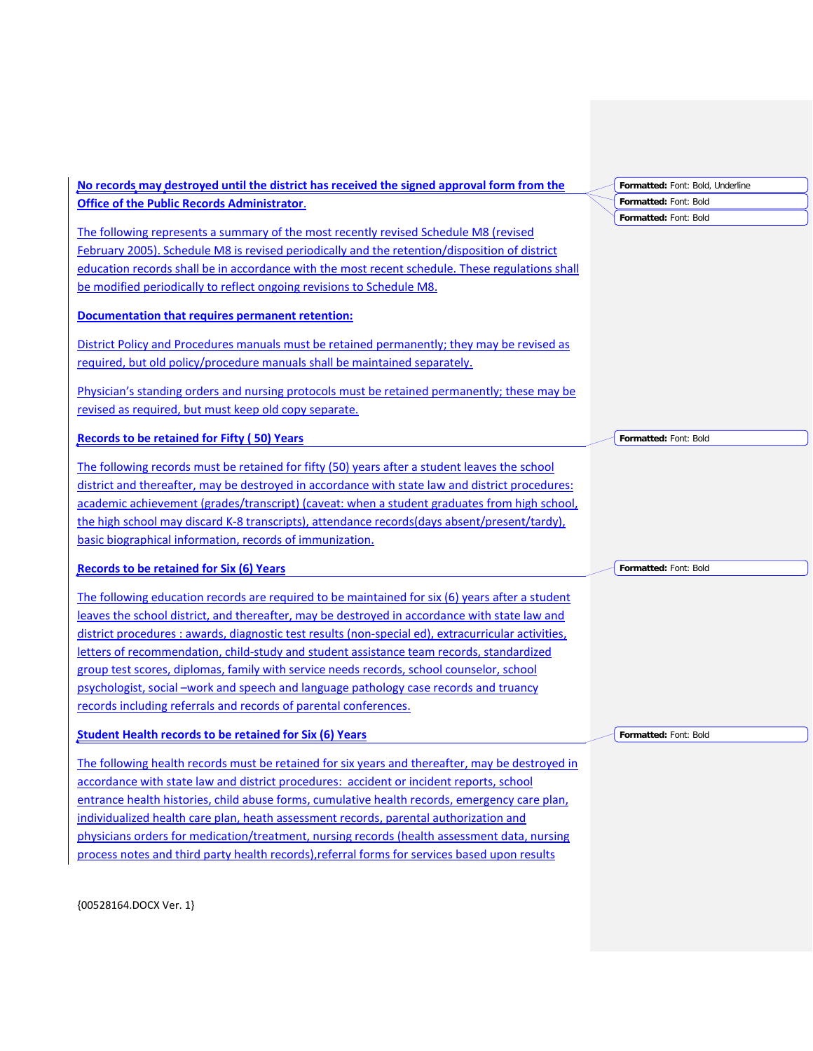**No records may destroyed until the district has received the signed approval form from the Office of the Public Records Administrator.**

The following represents a summary of the most recently revised Schedule M8 (revised February 2005). Schedule M8 is revised periodically and the retention/disposition of district education records shall be in accordance with the most recent schedule. These regulations shall be modified periodically to reflect ongoing revisions to Schedule M8.

**Documentation that requires permanent retention:**

District Policy and Procedures manuals must be retained permanently; they may be revised as required, but old policy/procedure manuals shall be maintained separately.

Physician's standing orders and nursing protocols must be retained permanently; these may be revised as required, but must keep old copy separate.

**Records to be retained for Fifty ( 50) Years**

The following records must be retained for fifty (50) years after a student leaves the school district and thereafter, may be destroyed in accordance with state law and district procedures: academic achievement (grades/transcript) (caveat: when a student graduates from high school, the high school may discard K-8 transcripts), attendance records(days absent/present/tardy), basic biographical information, records of immunization.

**Records to be retained for Six (6) Years**

The following education records are required to be maintained for six (6) years after a student leaves the school district, and thereafter, may be destroyed in accordance with state law and district procedures : awards, diagnostic test results (non-special ed), extracurricular activities, letters of recommendation, child-study and student assistance team records, standardized group test scores, diplomas, family with service needs records, school counselor, school psychologist, social –work and speech and language pathology case records and truancy records including referrals and records of parental conferences.

**Student Health records to be retained for Six (6) Years**

The following health records must be retained for six years and thereafter, may be destroyed in accordance with state law and district procedures: accident or incident reports, school entrance health histories, child abuse forms, cumulative health records, emergency care plan, individualized health care plan, heath assessment records, parental authorization and physicians orders for medication/treatment, nursing records (health assessment data, nursing process notes and third party health records),referral forms for services based upon results

{00528164.DOCX Ver. 1}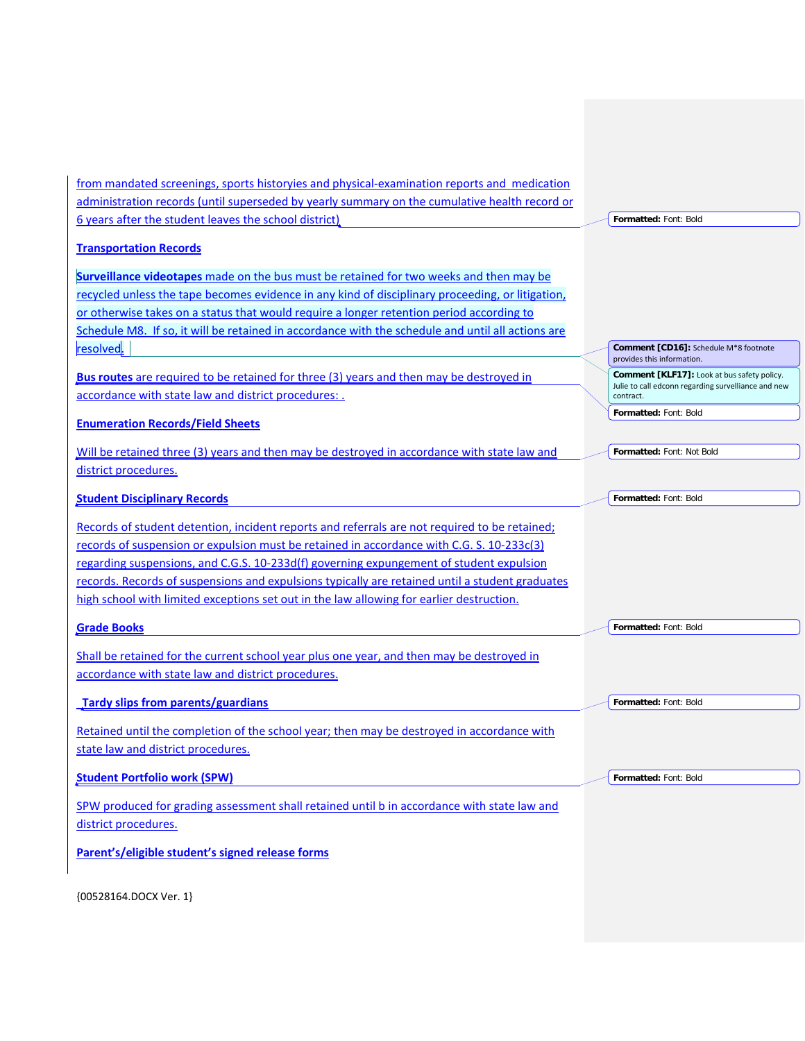from mandated screenings, sports historyies and physical-examination reports and medication administration records (until superseded by yearly summary on the cumulative health record or 6 years after the student leaves the school district)

**Transportation Records**

**Surveillance videotapes** made on the bus must be retained for two weeks and then may be recycled unless the tape becomes evidence in any kind of disciplinary proceeding, or litigation, or otherwise takes on a status that would require a longer retention period according to Schedule M8. If so, it will be retained in accordance with the schedule and until all actions are resolved.

**Bus routes** are required to be retained for three (3) years and then may be destroyed in accordance with state law and district procedures: .

**Enumeration Records/Field Sheets**

Will be retained three (3) years and then may be destroyed in accordance with state law and district procedures.

**Student Disciplinary Records**

Records of student detention, incident reports and referrals are not required to be retained; records of suspension or expulsion must be retained in accordance with C.G. S. 10-233c(3) regarding suspensions, and C.G.S. 10-233d(f) governing expungement of student expulsion records. Records of suspensions and expulsions typically are retained until a student graduates high school with limited exceptions set out in the law allowing for earlier destruction.

**Grade Books**

Shall be retained for the current school year plus one year, and then may be destroyed in accordance with state law and district procedures.

**Tardy slips from parents/guardians**

Retained until the completion of the school year; then may be destroyed in accordance with state law and district procedures.

**Student Portfolio work (SPW)**

SPW produced for grading assessment shall retained until b in accordance with state law and district procedures.

**Parent's/eligible student's signed release forms**

Formatted: Font: Bold

Comment [CD16]: Schedule M*8 footnote provides this information.

Comment [KLF17]: Look at bus safety policy. Julie to call edconn regarding survelliance and new contract.

Formatted: Font: Bold

Formatted: Font: Not Bold

Formatted: Font: Bold

Formatted: Font: Bold

Formatted: Font: Bold

Formatted: Font: Bold

{00528164.DOCX Ver. 1}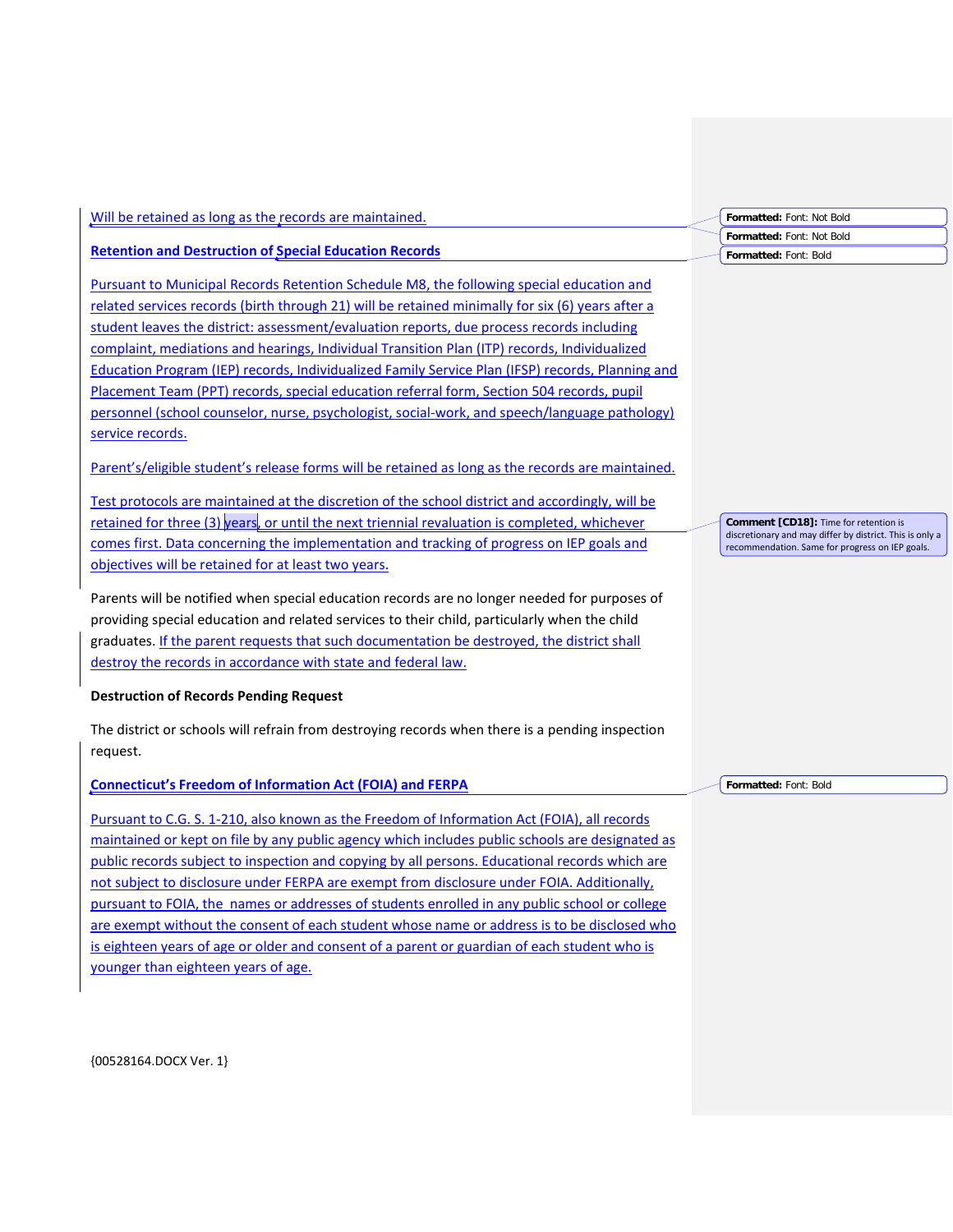Will be retained as long as the records are maintained.

**Retention and Destruction of Special Education Records**

Pursuant to Municipal Records Retention Schedule M8, the following special education and related services records (birth through 21) will be retained minimally for six (6) years after a student leaves the district: assessment/evaluation reports, due process records including complaint, mediations and hearings, Individual Transition Plan (ITP) records, Individualized Education Program (IEP) records, Individualized Family Service Plan (IFSP) records, Planning and Placement Team (PPT) records, special education referral form, Section 504 records, pupil personnel (school counselor, nurse, psychologist, social-work, and speech/language pathology) service records.

Parent's/eligible student's release forms will be retained as long as the records are maintained.

Test protocols are maintained at the discretion of the school district and accordingly, will be retained for three (3) years, or until the next triennial revaluation is completed, whichever comes first. Data concerning the implementation and tracking of progress on IEP goals and objectives will be retained for at least two years.

Parents will be notified when special education records are no longer needed for purposes of providing special education and related services to their child, particularly when the child graduates. If the parent requests that such documentation be destroyed, the district shall destroy the records in accordance with state and federal law.

**Destruction of Records Pending Request**

The district or schools will refrain from destroying records when there is a pending inspection request.

**Connecticut's Freedom of Information Act (FOIA) and FERPA**

Pursuant to C.G. S. 1-210, also known as the Freedom of Information Act (FOIA), all records maintained or kept on file by any public agency which includes public schools are designated as public records subject to inspection and copying by all persons. Educational records which are not subject to disclosure under FERPA are exempt from disclosure under FOIA. Additionally, pursuant to FOIA, the names or addresses of students enrolled in any public school or college are exempt without the consent of each student whose name or address is to be disclosed who is eighteen years of age or older and consent of a parent or guardian of each student who is younger than eighteen years of age.

{00528164.DOCX Ver. 1}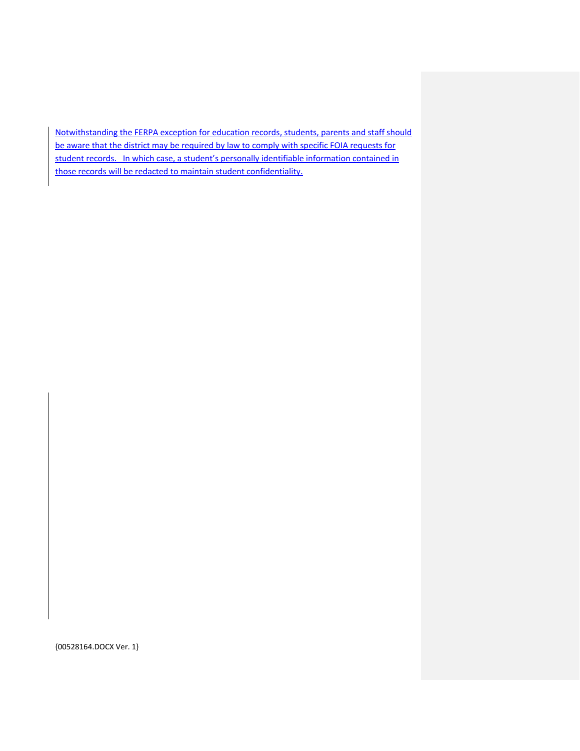Notwithstanding the FERPA exception for education records, students, parents and staff should be aware that the district may be required by law to comply with specific FOIA requests for student records. In which case, a student's personally identifiable information contained in those records will be redacted to maintain student confidentiality.

{00528164.DOCX Ver. 1}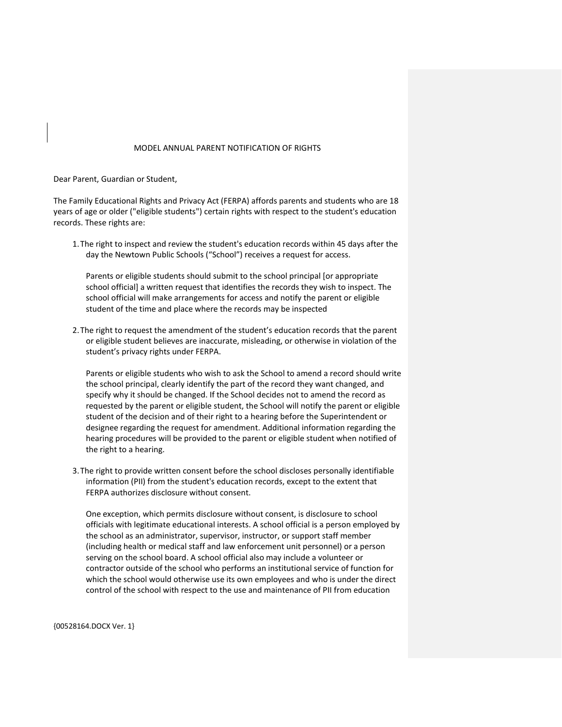MODEL ANNUAL PARENT NOTIFICATION OF RIGHTS

Dear Parent, Guardian or Student,

The Family Educational Rights and Privacy Act (FERPA) affords parents and students who are 18 years of age or older ("eligible students") certain rights with respect to the student's education records. These rights are:

1. The right to inspect and review the student's education records within 45 days after the day the Newtown Public Schools (“School”) receives a request for access.

   Parents or eligible students should submit to the school principal [or appropriate school official] a written request that identifies the records they wish to inspect. The school official will make arrangements for access and notify the parent or eligible student of the time and place where the records may be inspected

2. The right to request the amendment of the student’s education records that the parent or eligible student believes are inaccurate, misleading, or otherwise in violation of the student’s privacy rights under FERPA.

   Parents or eligible students who wish to ask the School to amend a record should write the school principal, clearly identify the part of the record they want changed, and specify why it should be changed. If the School decides not to amend the record as requested by the parent or eligible student, the School will notify the parent or eligible student of the decision and of their right to a hearing before the Superintendent or designee regarding the request for amendment. Additional information regarding the hearing procedures will be provided to the parent or eligible student when notified of the right to a hearing.

3. The right to provide written consent before the school discloses personally identifiable information (PII) from the student's education records, except to the extent that FERPA authorizes disclosure without consent.

   One exception, which permits disclosure without consent, is disclosure to school officials with legitimate educational interests. A school official is a person employed by the school as an administrator, supervisor, instructor, or support staff member (including health or medical staff and law enforcement unit personnel) or a person serving on the school board. A school official also may include a volunteer or contractor outside of the school who performs an institutional service of function for which the school would otherwise use its own employees and who is under the direct control of the school with respect to the use and maintenance of PII from education

{00528164.DOCX Ver. 1}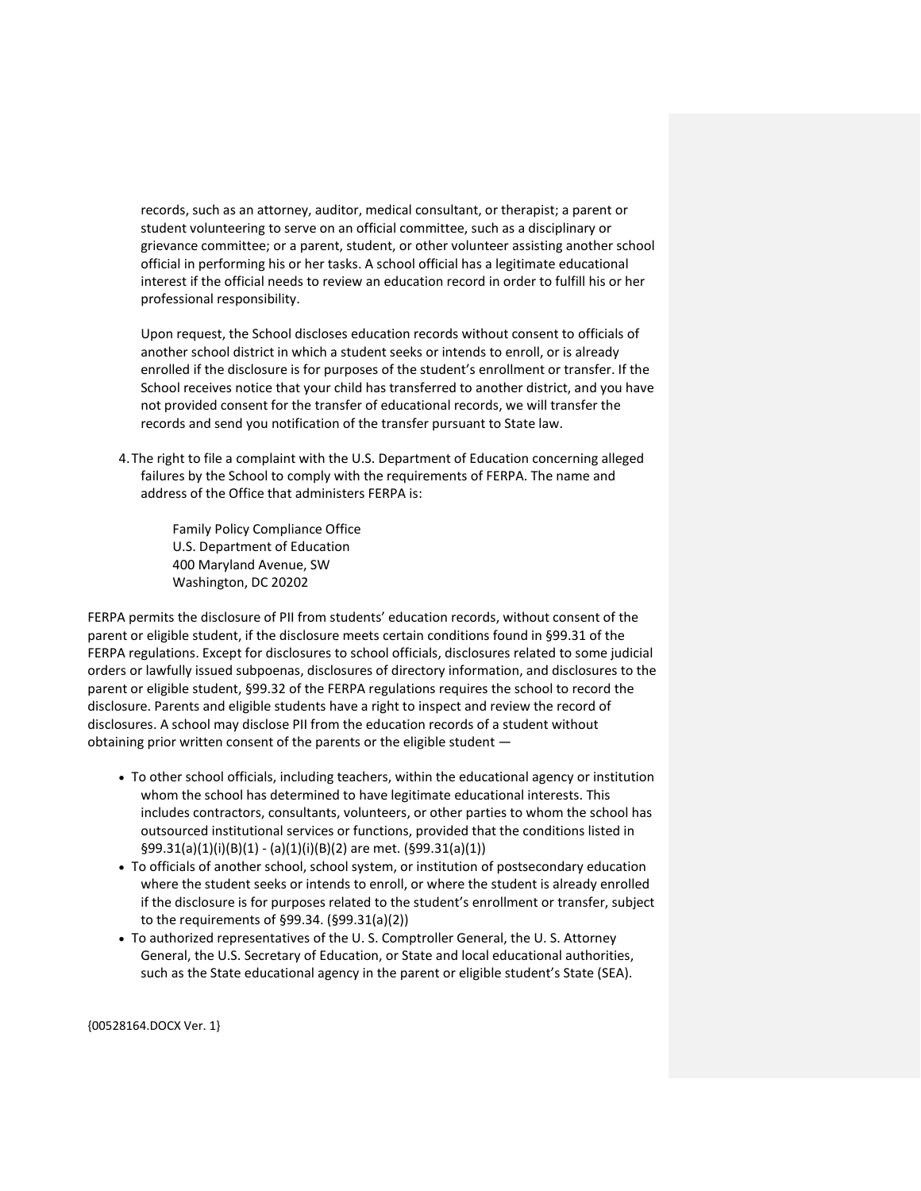records, such as an attorney, auditor, medical consultant, or therapist; a parent or student volunteering to serve on an official committee, such as a disciplinary or grievance committee; or a parent, student, or other volunteer assisting another school official in performing his or her tasks. A school official has a legitimate educational interest if the official needs to review an education record in order to fulfill his or her professional responsibility.

Upon request, the School discloses education records without consent to officials of another school district in which a student seeks or intends to enroll, or is already enrolled if the disclosure is for purposes of the student's enrollment or transfer. If the School receives notice that your child has transferred to another district, and you have not provided consent for the transfer of educational records, we will transfer the records and send you notification of the transfer pursuant to State law.

4. The right to file a complaint with the U.S. Department of Education concerning alleged failures by the School to comply with the requirements of FERPA. The name and address of the Office that administers FERPA is:

   Family Policy Compliance Office
   U.S. Department of Education
   400 Maryland Avenue, SW
   Washington, DC 20202

FERPA permits the disclosure of PII from students' education records, without consent of the parent or eligible student, if the disclosure meets certain conditions found in §99.31 of the FERPA regulations. Except for disclosures to school officials, disclosures related to some judicial orders or lawfully issued subpoenas, disclosures of directory information, and disclosures to the parent or eligible student, §99.32 of the FERPA regulations requires the school to record the disclosure. Parents and eligible students have a right to inspect and review the record of disclosures. A school may disclose PII from the education records of a student without obtaining prior written consent of the parents or the eligible student —

- To other school officials, including teachers, within the educational agency or institution whom the school has determined to have legitimate educational interests. This includes contractors, consultants, volunteers, or other parties to whom the school has outsourced institutional services or functions, provided that the conditions listed in §99.31(a)(1)(i)(B)(1) - (a)(1)(i)(B)(2) are met. (§99.31(a)(1))
- To officials of another school, school system, or institution of postsecondary education where the student seeks or intends to enroll, or where the student is already enrolled if the disclosure is for purposes related to the student's enrollment or transfer, subject to the requirements of §99.34. (§99.31(a)(2))
- To authorized representatives of the U. S. Comptroller General, the U. S. Attorney General, the U.S. Secretary of Education, or State and local educational authorities, such as the State educational agency in the parent or eligible student's State (SEA).

{00528164.DOCX Ver. 1}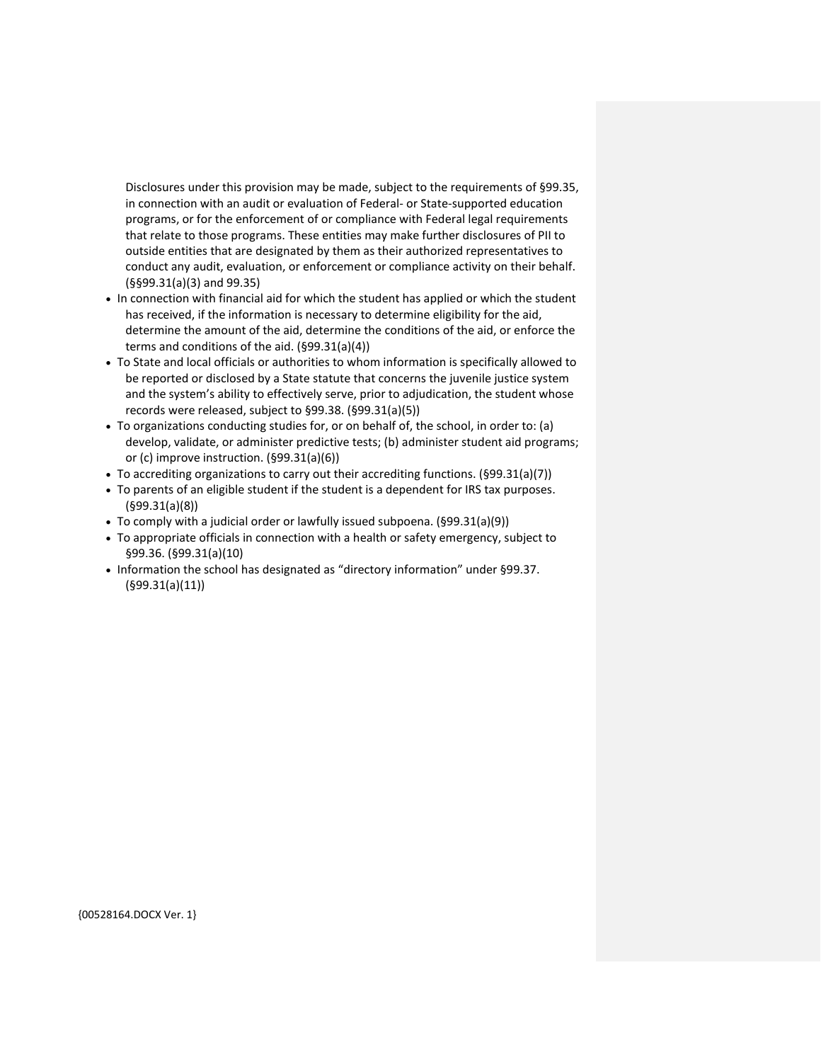Disclosures under this provision may be made, subject to the requirements of §99.35, in connection with an audit or evaluation of Federal- or State-supported education programs, or for the enforcement of or compliance with Federal legal requirements that relate to those programs. These entities may make further disclosures of PII to outside entities that are designated by them as their authorized representatives to conduct any audit, evaluation, or enforcement or compliance activity on their behalf. (§§99.31(a)(3) and 99.35)

- In connection with financial aid for which the student has applied or which the student has received, if the information is necessary to determine eligibility for the aid, determine the amount of the aid, determine the conditions of the aid, or enforce the terms and conditions of the aid. (§99.31(a)(4))
- To State and local officials or authorities to whom information is specifically allowed to be reported or disclosed by a State statute that concerns the juvenile justice system and the system's ability to effectively serve, prior to adjudication, the student whose records were released, subject to §99.38. (§99.31(a)(5))
- To organizations conducting studies for, or on behalf of, the school, in order to: (a) develop, validate, or administer predictive tests; (b) administer student aid programs; or (c) improve instruction. (§99.31(a)(6))
- To accrediting organizations to carry out their accrediting functions. (§99.31(a)(7))
- To parents of an eligible student if the student is a dependent for IRS tax purposes. (§99.31(a)(8))
- To comply with a judicial order or lawfully issued subpoena. (§99.31(a)(9))
- To appropriate officials in connection with a health or safety emergency, subject to §99.36. (§99.31(a)(10)
- Information the school has designated as "directory information" under §99.37. (§99.31(a)(11))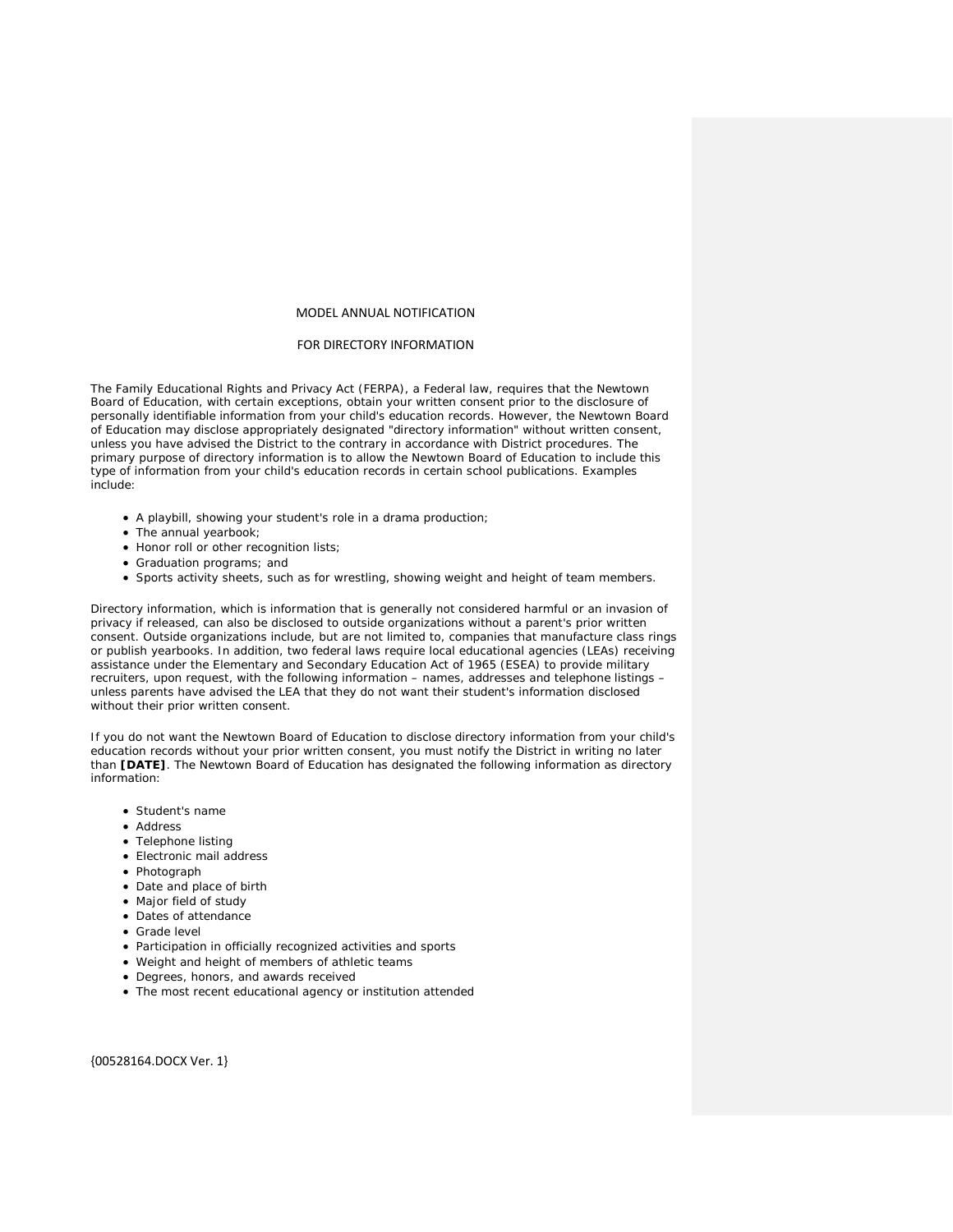# MODEL ANNUAL NOTIFICATION

# FOR DIRECTORY INFORMATION

The Family Educational Rights and Privacy Act (FERPA), a Federal law, requires that the Newtown Board of Education, with certain exceptions, obtain your written consent prior to the disclosure of personally identifiable information from your child's education records. However, the Newtown Board of Education may disclose appropriately designated "directory information" without written consent, unless you have advised the District to the contrary in accordance with District procedures. The primary purpose of directory information is to allow the Newtown Board of Education to include this type of information from your child's education records in certain school publications. Examples include:

- A playbill, showing your student's role in a drama production;
- The annual yearbook;
- Honor roll or other recognition lists;
- Graduation programs; and
- Sports activity sheets, such as for wrestling, showing weight and height of team members.

Directory information, which is information that is generally not considered harmful or an invasion of privacy if released, can also be disclosed to outside organizations without a parent's prior written consent. Outside organizations include, but are not limited to, companies that manufacture class rings or publish yearbooks. In addition, two federal laws require local educational agencies (LEAs) receiving assistance under the Elementary and Secondary Education Act of 1965 (ESEA) to provide military recruiters, upon request, with the following information – names, addresses and telephone listings – unless parents have advised the LEA that they do not want their student's information disclosed without their prior written consent.

If you do not want the Newtown Board of Education to disclose directory information from your child's education records without your prior written consent, you must notify the District in writing no later than **[DATE]**. The Newtown Board of Education has designated the following information as directory information:

- Student's name
- Address
- Telephone listing
- Electronic mail address
- Photograph
- Date and place of birth
- Major field of study
- Dates of attendance
- Grade level
- Participation in officially recognized activities and sports
- Weight and height of members of athletic teams
- Degrees, honors, and awards received
- The most recent educational agency or institution attended

{00528164.DOCX Ver. 1}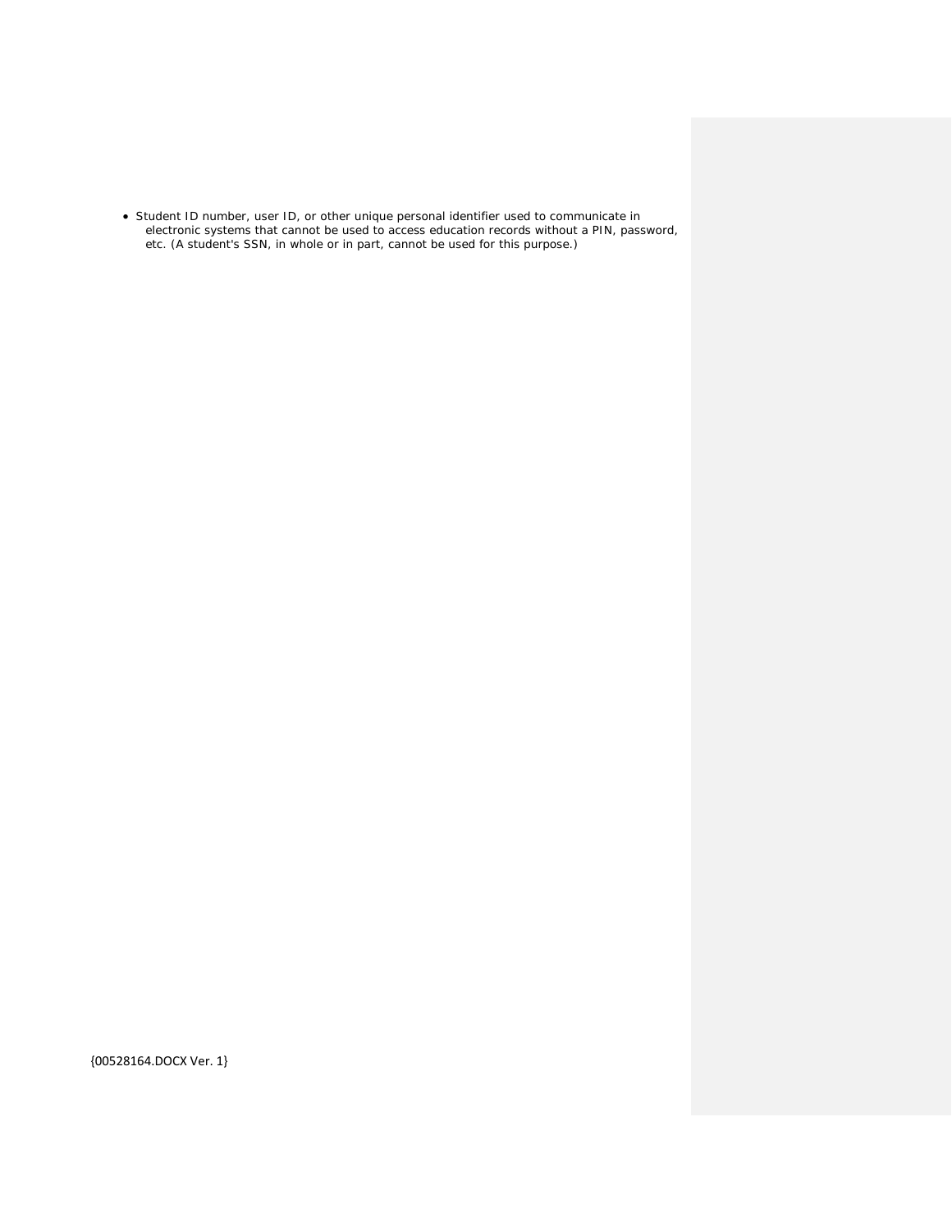- Student ID number, user ID, or other unique personal identifier used to communicate in electronic systems that cannot be used to access education records without a PIN, password, etc. (A student's SSN, in whole or in part, cannot be used for this purpose.)

{00528164.DOCX Ver. 1}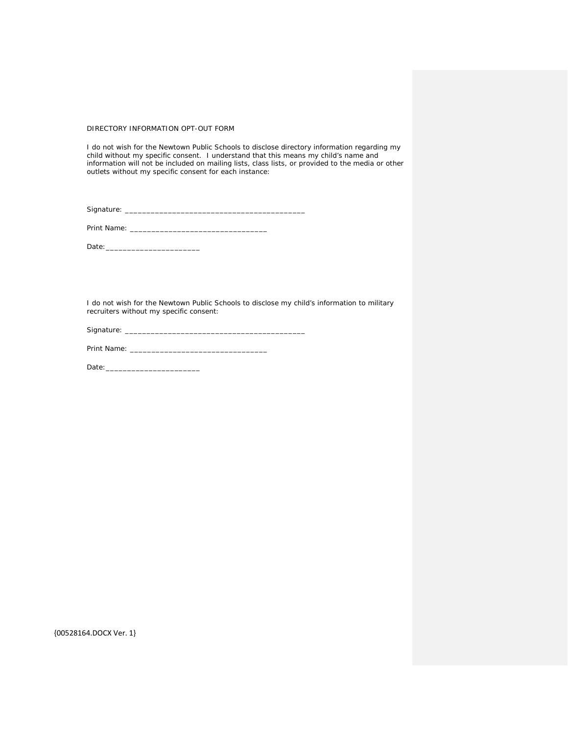DIRECTORY INFORMATION OPT-OUT FORM

I do not wish for the Newtown Public Schools to disclose directory information regarding my child without my specific consent. I understand that this means my child's name and information will not be included on mailing lists, class lists, or provided to the media or other outlets without my specific consent for each instance:

Signature: ____________________________________________

Print Name: _________________________________

Date:______________________

I do not wish for the Newtown Public Schools to disclose my child's information to military recruiters without my specific consent:

Signature: ____________________________________________

Print Name: _________________________________

Date:______________________

{00528164.DOCX Ver. 1}